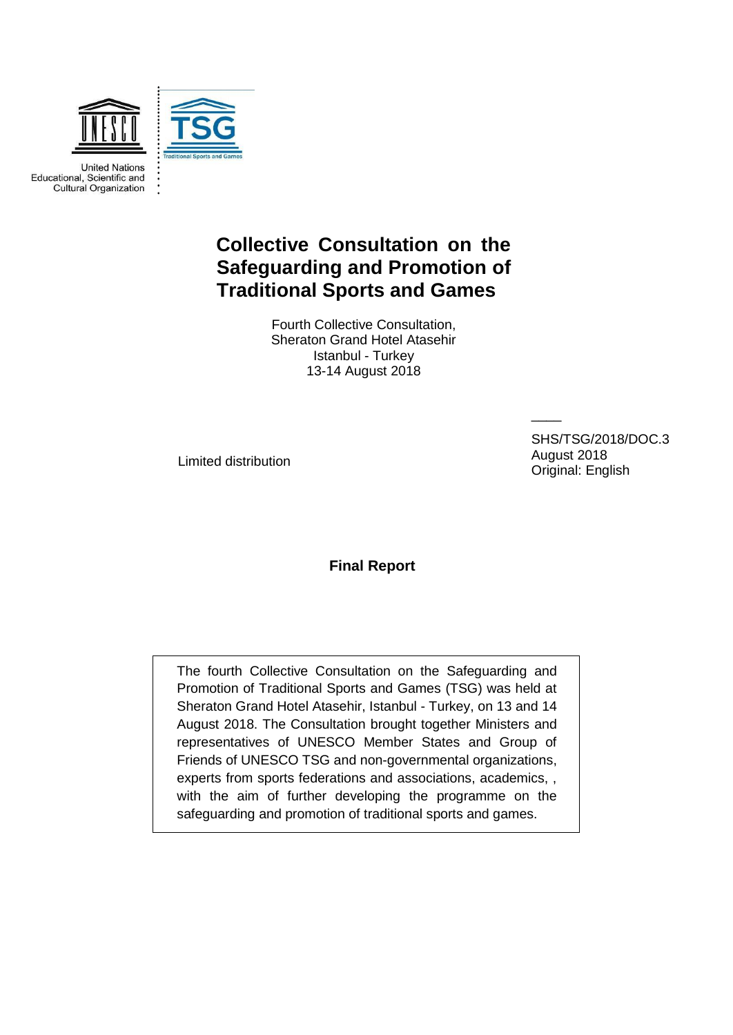United Nations
Educational, Scientific and
Cultural Organization

TSG
Traditional Sports and Games

# Collective Consultation on the Safeguarding and Promotion of Traditional Sports and Games

Fourth Collective Consultation,
Sheraton Grand Hotel Atasehir
Istanbul - Turkey
13-14 August 2018

Limited distribution

SHS/TSG/2018/DOC.3
August 2018
Original: English

## Final Report

The fourth Collective Consultation on the Safeguarding and Promotion of Traditional Sports and Games (TSG) was held at Sheraton Grand Hotel Atasehir, Istanbul - Turkey, on 13 and 14 August 2018. The Consultation brought together Ministers and representatives of UNESCO Member States and Group of Friends of UNESCO TSG and non-governmental organizations, experts from sports federations and associations, academics, , with the aim of further developing the programme on the safeguarding and promotion of traditional sports and games.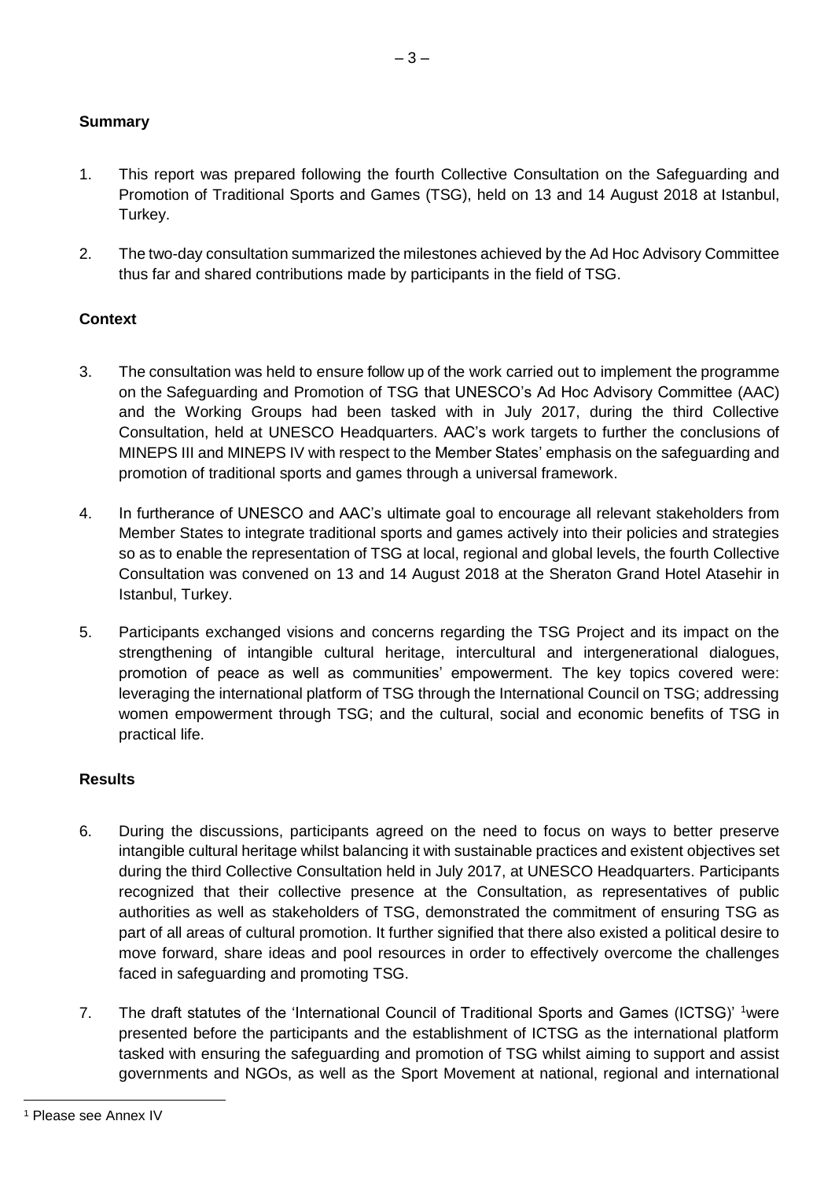**Summary**

1. This report was prepared following the fourth Collective Consultation on the Safeguarding and Promotion of Traditional Sports and Games (TSG), held on 13 and 14 August 2018 at Istanbul, Turkey.

2. The two-day consultation summarized the milestones achieved by the Ad Hoc Advisory Committee thus far and shared contributions made by participants in the field of TSG.

**Context**

3. The consultation was held to ensure follow up of the work carried out to implement the programme on the Safeguarding and Promotion of TSG that UNESCO's Ad Hoc Advisory Committee (AAC) and the Working Groups had been tasked with in July 2017, during the third Collective Consultation, held at UNESCO Headquarters. AAC's work targets to further the conclusions of MINEPS III and MINEPS IV with respect to the Member States' emphasis on the safeguarding and promotion of traditional sports and games through a universal framework.

4. In furtherance of UNESCO and AAC's ultimate goal to encourage all relevant stakeholders from Member States to integrate traditional sports and games actively into their policies and strategies so as to enable the representation of TSG at local, regional and global levels, the fourth Collective Consultation was convened on 13 and 14 August 2018 at the Sheraton Grand Hotel Atasehir in Istanbul, Turkey.

5. Participants exchanged visions and concerns regarding the TSG Project and its impact on the strengthening of intangible cultural heritage, intercultural and intergenerational dialogues, promotion of peace as well as communities' empowerment. The key topics covered were: leveraging the international platform of TSG through the International Council on TSG; addressing women empowerment through TSG; and the cultural, social and economic benefits of TSG in practical life.

**Results**

6. During the discussions, participants agreed on the need to focus on ways to better preserve intangible cultural heritage whilst balancing it with sustainable practices and existent objectives set during the third Collective Consultation held in July 2017, at UNESCO Headquarters. Participants recognized that their collective presence at the Consultation, as representatives of public authorities as well as stakeholders of TSG, demonstrated the commitment of ensuring TSG as part of all areas of cultural promotion. It further signified that there also existed a political desire to move forward, share ideas and pool resources in order to effectively overcome the challenges faced in safeguarding and promoting TSG.

7. The draft statutes of the 'International Council of Traditional Sports and Games (ICTSG)' [1]were presented before the participants and the establishment of ICTSG as the international platform tasked with ensuring the safeguarding and promotion of TSG whilst aiming to support and assist governments and NGOs, as well as the Sport Movement at national, regional and international

[1] Please see Annex IV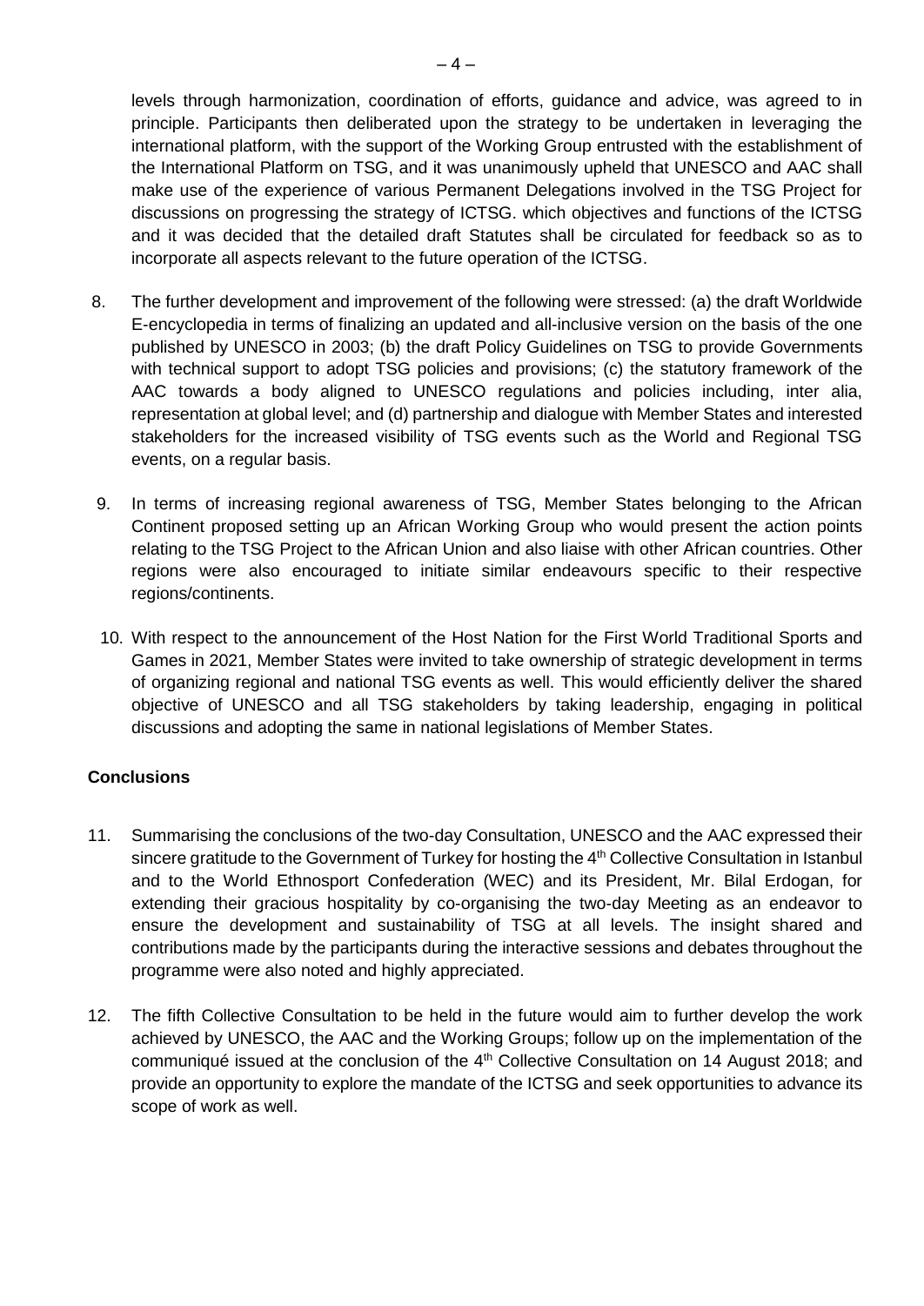levels through harmonization, coordination of efforts, guidance and advice, was agreed to in principle. Participants then deliberated upon the strategy to be undertaken in leveraging the international platform, with the support of the Working Group entrusted with the establishment of the International Platform on TSG, and it was unanimously upheld that UNESCO and AAC shall make use of the experience of various Permanent Delegations involved in the TSG Project for discussions on progressing the strategy of ICTSG. which objectives and functions of the ICTSG and it was decided that the detailed draft Statutes shall be circulated for feedback so as to incorporate all aspects relevant to the future operation of the ICTSG.

8. The further development and improvement of the following were stressed: (a) the draft Worldwide E-encyclopedia in terms of finalizing an updated and all-inclusive version on the basis of the one published by UNESCO in 2003; (b) the draft Policy Guidelines on TSG to provide Governments with technical support to adopt TSG policies and provisions; (c) the statutory framework of the AAC towards a body aligned to UNESCO regulations and policies including, inter alia, representation at global level; and (d) partnership and dialogue with Member States and interested stakeholders for the increased visibility of TSG events such as the World and Regional TSG events, on a regular basis.

9. In terms of increasing regional awareness of TSG, Member States belonging to the African Continent proposed setting up an African Working Group who would present the action points relating to the TSG Project to the African Union and also liaise with other African countries. Other regions were also encouraged to initiate similar endeavours specific to their respective regions/continents.

10. With respect to the announcement of the Host Nation for the First World Traditional Sports and Games in 2021, Member States were invited to take ownership of strategic development in terms of organizing regional and national TSG events as well. This would efficiently deliver the shared objective of UNESCO and all TSG stakeholders by taking leadership, engaging in political discussions and adopting the same in national legislations of Member States.

**Conclusions**

11. Summarising the conclusions of the two-day Consultation, UNESCO and the AAC expressed their sincere gratitude to the Government of Turkey for hosting the 4th Collective Consultation in Istanbul and to the World Ethnosport Confederation (WEC) and its President, Mr. Bilal Erdogan, for extending their gracious hospitality by co-organising the two-day Meeting as an endeavor to ensure the development and sustainability of TSG at all levels. The insight shared and contributions made by the participants during the interactive sessions and debates throughout the programme were also noted and highly appreciated.

12. The fifth Collective Consultation to be held in the future would aim to further develop the work achieved by UNESCO, the AAC and the Working Groups; follow up on the implementation of the communiqué issued at the conclusion of the 4th Collective Consultation on 14 August 2018; and provide an opportunity to explore the mandate of the ICTSG and seek opportunities to advance its scope of work as well.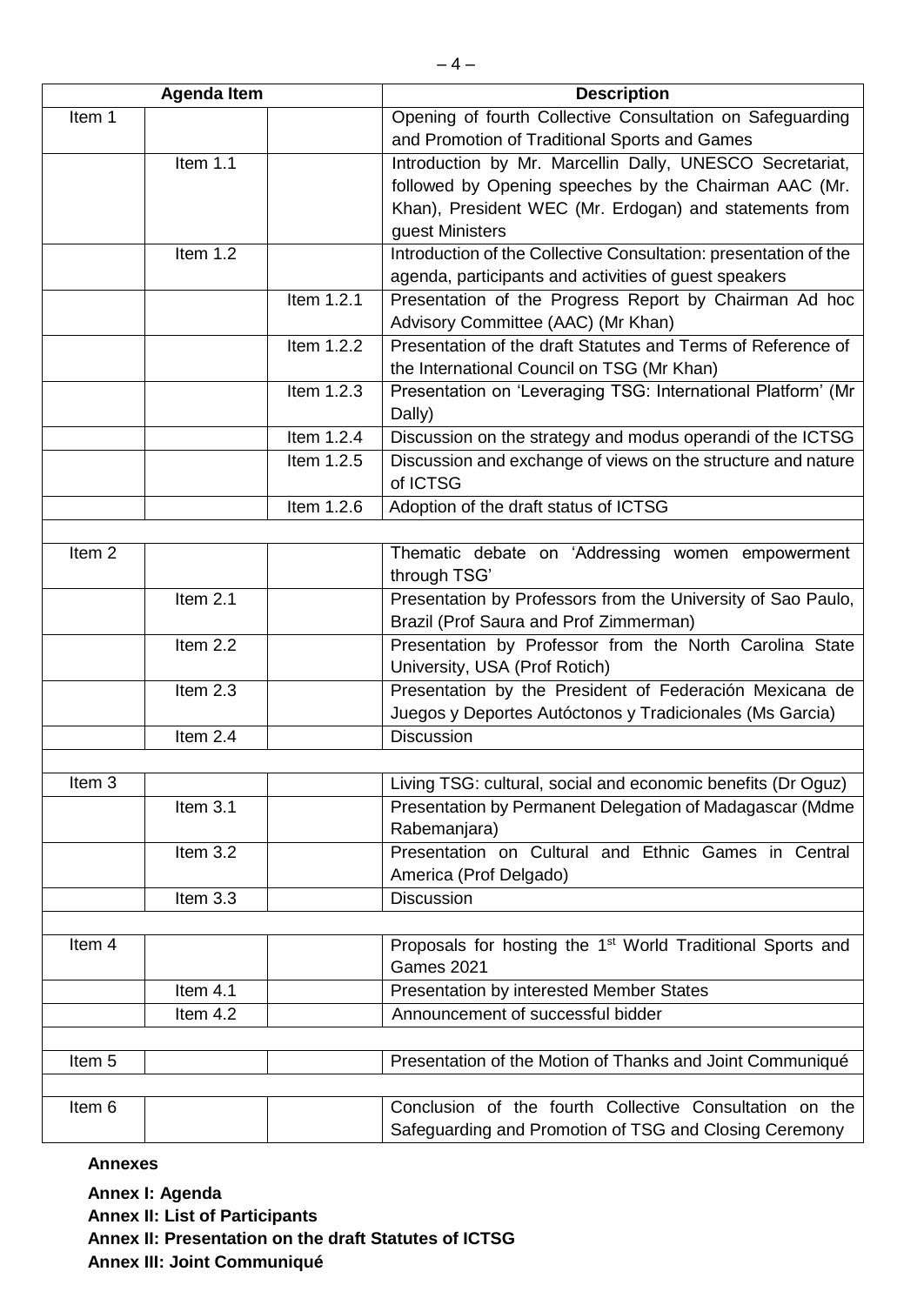| Agenda Item | | | Description |
|---|---|---|---|
| Item 1 | | | Opening of fourth Collective Consultation on Safeguarding and Promotion of Traditional Sports and Games |
| | Item 1.1 | | Introduction by Mr. Marcellin Dally, UNESCO Secretariat, followed by Opening speeches by the Chairman AAC (Mr. Khan), President WEC (Mr. Erdogan) and statements from guest Ministers |
| | Item 1.2 | | Introduction of the Collective Consultation: presentation of the agenda, participants and activities of guest speakers |
| | | Item 1.2.1 | Presentation of the Progress Report by Chairman Ad hoc Advisory Committee (AAC) (Mr Khan) |
| | | Item 1.2.2 | Presentation of the draft Statutes and Terms of Reference of the International Council on TSG (Mr Khan) |
| | | Item 1.2.3 | Presentation on 'Leveraging TSG: International Platform' (Mr Dally) |
| | | Item 1.2.4 | Discussion on the strategy and modus operandi of the ICTSG |
| | | Item 1.2.5 | Discussion and exchange of views on the structure and nature of ICTSG |
| | | Item 1.2.6 | Adoption of the draft status of ICTSG |
| | | | |
| Item 2 | | | Thematic debate on 'Addressing women empowerment through TSG' |
| | Item 2.1 | | Presentation by Professors from the University of Sao Paulo, Brazil (Prof Saura and Prof Zimmerman) |
| | Item 2.2 | | Presentation by Professor from the North Carolina State University, USA (Prof Rotich) |
| | Item 2.3 | | Presentation by the President of Federación Mexicana de Juegos y Deportes Autóctonos y Tradicionales (Ms Garcia) |
| | Item 2.4 | | Discussion |
| | | | |
| Item 3 | | | Living TSG: cultural, social and economic benefits (Dr Oguz) |
| | Item 3.1 | | Presentation by Permanent Delegation of Madagascar (Mdme Rabemanjara) |
| | Item 3.2 | | Presentation on Cultural and Ethnic Games in Central America (Prof Delgado) |
| | Item 3.3 | | Discussion |
| | | | |
| Item 4 | | | Proposals for hosting the 1st World Traditional Sports and Games 2021 |
| | Item 4.1 | | Presentation by interested Member States |
| | Item 4.2 | | Announcement of successful bidder |
| | | | |
| Item 5 | | | Presentation of the Motion of Thanks and Joint Communiqué |
| | | | |
| Item 6 | | | Conclusion of the fourth Collective Consultation on the Safeguarding and Promotion of TSG and Closing Ceremony |

**Annexes**

**Annex I: Agenda**
**Annex II: List of Participants**
**Annex II: Presentation on the draft Statutes of ICTSG**
**Annex III: Joint Communiqué**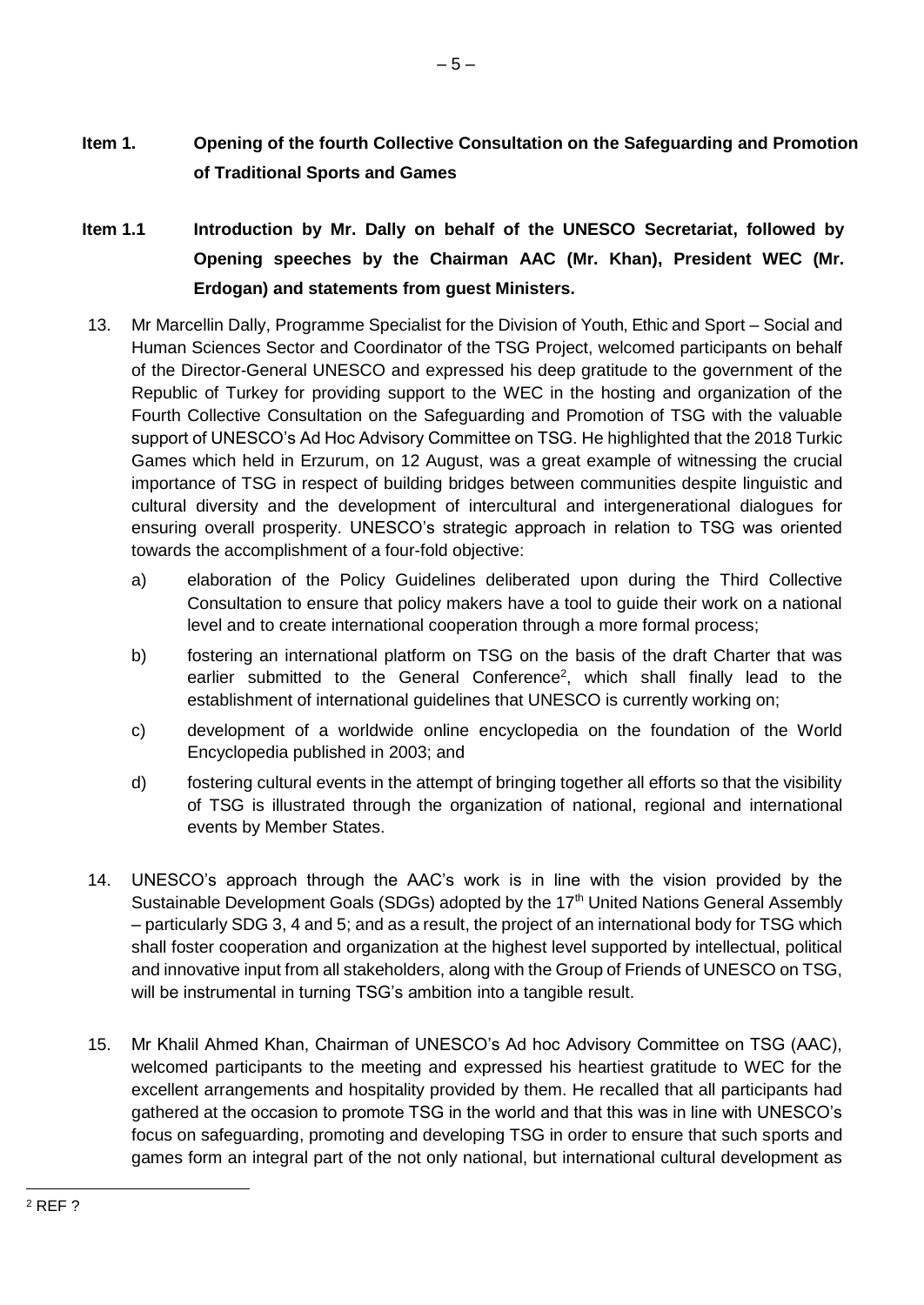## Item 1. Opening of the fourth Collective Consultation on the Safeguarding and Promotion of Traditional Sports and Games

### Item 1.1 Introduction by Mr. Dally on behalf of the UNESCO Secretariat, followed by Opening speeches by the Chairman AAC (Mr. Khan), President WEC (Mr. Erdogan) and statements from guest Ministers.

13. Mr Marcellin Dally, Programme Specialist for the Division of Youth, Ethic and Sport – Social and Human Sciences Sector and Coordinator of the TSG Project, welcomed participants on behalf of the Director-General UNESCO and expressed his deep gratitude to the government of the Republic of Turkey for providing support to the WEC in the hosting and organization of the Fourth Collective Consultation on the Safeguarding and Promotion of TSG with the valuable support of UNESCO's Ad Hoc Advisory Committee on TSG. He highlighted that the 2018 Turkic Games which held in Erzurum, on 12 August, was a great example of witnessing the crucial importance of TSG in respect of building bridges between communities despite linguistic and cultural diversity and the development of intercultural and intergenerational dialogues for ensuring overall prosperity. UNESCO's strategic approach in relation to TSG was oriented towards the accomplishment of a four-fold objective:

    a) elaboration of the Policy Guidelines deliberated upon during the Third Collective Consultation to ensure that policy makers have a tool to guide their work on a national level and to create international cooperation through a more formal process;

    b) fostering an international platform on TSG on the basis of the draft Charter that was earlier submitted to the General Conference[2], which shall finally lead to the establishment of international guidelines that UNESCO is currently working on;

    c) development of a worldwide online encyclopedia on the foundation of the World Encyclopedia published in 2003; and

    d) fostering cultural events in the attempt of bringing together all efforts so that the visibility of TSG is illustrated through the organization of national, regional and international events by Member States.

14. UNESCO's approach through the AAC's work is in line with the vision provided by the Sustainable Development Goals (SDGs) adopted by the 17th United Nations General Assembly – particularly SDG 3, 4 and 5; and as a result, the project of an international body for TSG which shall foster cooperation and organization at the highest level supported by intellectual, political and innovative input from all stakeholders, along with the Group of Friends of UNESCO on TSG, will be instrumental in turning TSG's ambition into a tangible result.

15. Mr Khalil Ahmed Khan, Chairman of UNESCO's Ad hoc Advisory Committee on TSG (AAC), welcomed participants to the meeting and expressed his heartiest gratitude to WEC for the excellent arrangements and hospitality provided by them. He recalled that all participants had gathered at the occasion to promote TSG in the world and that this was in line with UNESCO's focus on safeguarding, promoting and developing TSG in order to ensure that such sports and games form an integral part of the not only national, but international cultural development as

---

[2] REF ?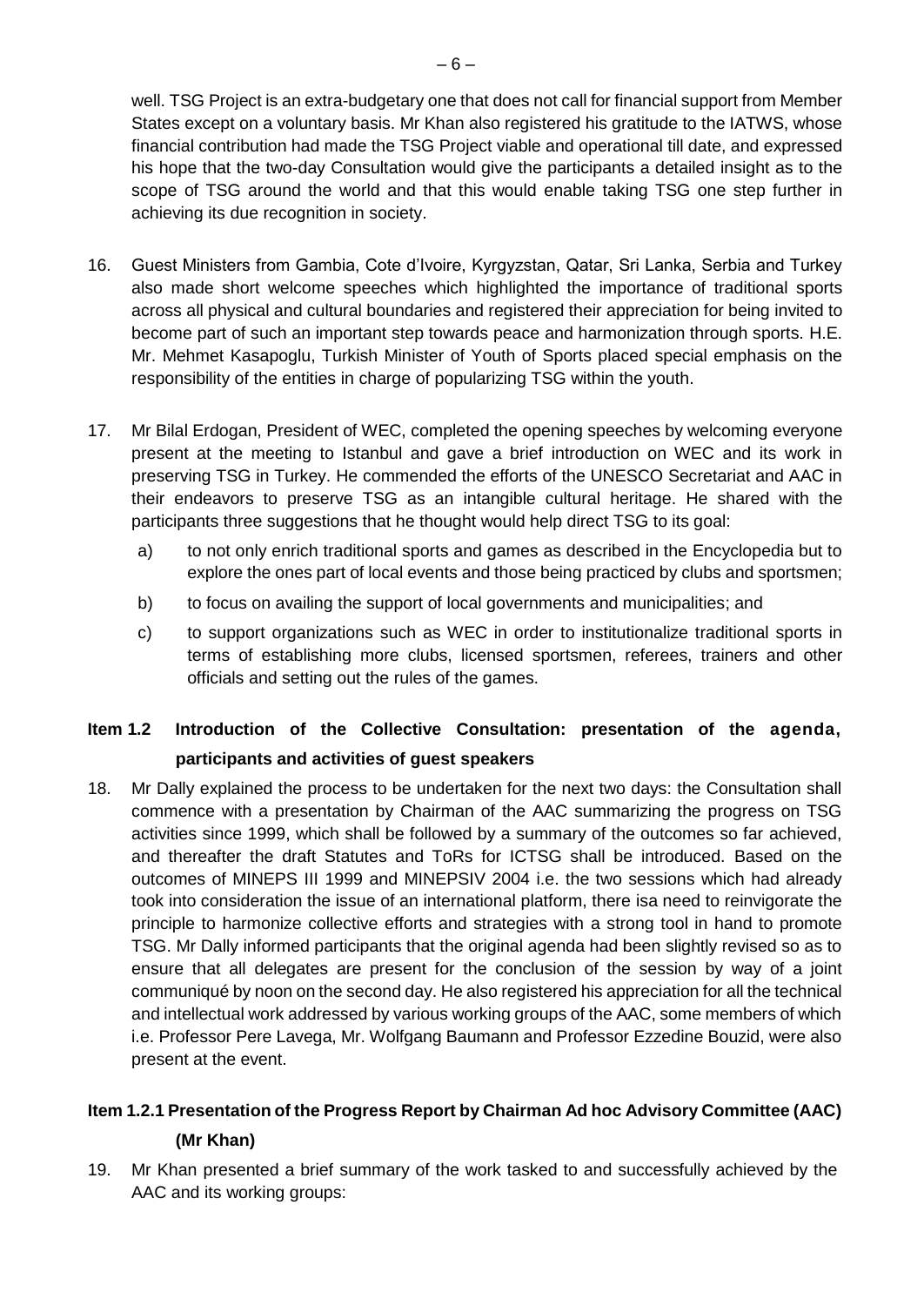well. TSG Project is an extra-budgetary one that does not call for financial support from Member States except on a voluntary basis. Mr Khan also registered his gratitude to the IATWS, whose financial contribution had made the TSG Project viable and operational till date, and expressed his hope that the two-day Consultation would give the participants a detailed insight as to the scope of TSG around the world and that this would enable taking TSG one step further in achieving its due recognition in society.

16. Guest Ministers from Gambia, Cote d'Ivoire, Kyrgyzstan, Qatar, Sri Lanka, Serbia and Turkey also made short welcome speeches which highlighted the importance of traditional sports across all physical and cultural boundaries and registered their appreciation for being invited to become part of such an important step towards peace and harmonization through sports. H.E. Mr. Mehmet Kasapoglu, Turkish Minister of Youth of Sports placed special emphasis on the responsibility of the entities in charge of popularizing TSG within the youth.

17. Mr Bilal Erdogan, President of WEC, completed the opening speeches by welcoming everyone present at the meeting to Istanbul and gave a brief introduction on WEC and its work in preserving TSG in Turkey. He commended the efforts of the UNESCO Secretariat and AAC in their endeavors to preserve TSG as an intangible cultural heritage. He shared with the participants three suggestions that he thought would help direct TSG to its goal:

    a) to not only enrich traditional sports and games as described in the Encyclopedia but to explore the ones part of local events and those being practiced by clubs and sportsmen;

    b) to focus on availing the support of local governments and municipalities; and

    c) to support organizations such as WEC in order to institutionalize traditional sports in terms of establishing more clubs, licensed sportsmen, referees, trainers and other officials and setting out the rules of the games.

## Item 1.2 Introduction of the Collective Consultation: presentation of the agenda, participants and activities of guest speakers

18. Mr Dally explained the process to be undertaken for the next two days: the Consultation shall commence with a presentation by Chairman of the AAC summarizing the progress on TSG activities since 1999, which shall be followed by a summary of the outcomes so far achieved, and thereafter the draft Statutes and ToRs for ICTSG shall be introduced. Based on the outcomes of MINEPS III 1999 and MINEPSIV 2004 i.e. the two sessions which had already took into consideration the issue of an international platform, there isa need to reinvigorate the principle to harmonize collective efforts and strategies with a strong tool in hand to promote TSG. Mr Dally informed participants that the original agenda had been slightly revised so as to ensure that all delegates are present for the conclusion of the session by way of a joint communiqué by noon on the second day. He also registered his appreciation for all the technical and intellectual work addressed by various working groups of the AAC, some members of which i.e. Professor Pere Lavega, Mr. Wolfgang Baumann and Professor Ezzedine Bouzid, were also present at the event.

### Item 1.2.1 Presentation of the Progress Report by Chairman Ad hoc Advisory Committee (AAC) (Mr Khan)

19. Mr Khan presented a brief summary of the work tasked to and successfully achieved by the AAC and its working groups: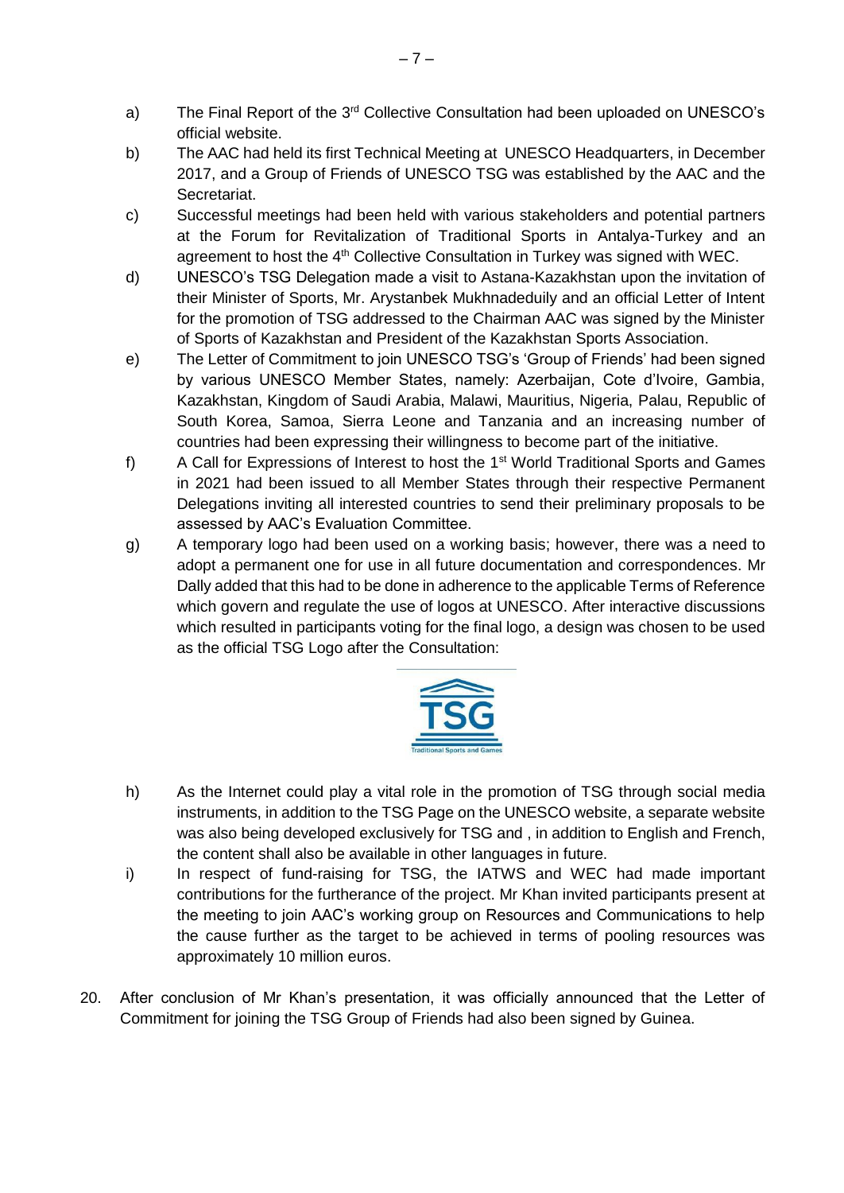a) The Final Report of the 3rd Collective Consultation had been uploaded on UNESCO's official website.

b) The AAC had held its first Technical Meeting at UNESCO Headquarters, in December 2017, and a Group of Friends of UNESCO TSG was established by the AAC and the Secretariat.

c) Successful meetings had been held with various stakeholders and potential partners at the Forum for Revitalization of Traditional Sports in Antalya-Turkey and an agreement to host the 4th Collective Consultation in Turkey was signed with WEC.

d) UNESCO's TSG Delegation made a visit to Astana-Kazakhstan upon the invitation of their Minister of Sports, Mr. Arystanbek Mukhnadeduily and an official Letter of Intent for the promotion of TSG addressed to the Chairman AAC was signed by the Minister of Sports of Kazakhstan and President of the Kazakhstan Sports Association.

e) The Letter of Commitment to join UNESCO TSG's 'Group of Friends' had been signed by various UNESCO Member States, namely: Azerbaijan, Cote d'Ivoire, Gambia, Kazakhstan, Kingdom of Saudi Arabia, Malawi, Mauritius, Nigeria, Palau, Republic of South Korea, Samoa, Sierra Leone and Tanzania and an increasing number of countries had been expressing their willingness to become part of the initiative.

f) A Call for Expressions of Interest to host the 1st World Traditional Sports and Games in 2021 had been issued to all Member States through their respective Permanent Delegations inviting all interested countries to send their preliminary proposals to be assessed by AAC's Evaluation Committee.

g) A temporary logo had been used on a working basis; however, there was a need to adopt a permanent one for use in all future documentation and correspondences. Mr Dally added that this had to be done in adherence to the applicable Terms of Reference which govern and regulate the use of logos at UNESCO. After interactive discussions which resulted in participants voting for the final logo, a design was chosen to be used as the official TSG Logo after the Consultation:

TSG
Traditional Sports and Games

h) As the Internet could play a vital role in the promotion of TSG through social media instruments, in addition to the TSG Page on the UNESCO website, a separate website was also being developed exclusively for TSG and , in addition to English and French, the content shall also be available in other languages in future.

i) In respect of fund-raising for TSG, the IATWS and WEC had made important contributions for the furtherance of the project. Mr Khan invited participants present at the meeting to join AAC's working group on Resources and Communications to help the cause further as the target to be achieved in terms of pooling resources was approximately 10 million euros.

20. After conclusion of Mr Khan's presentation, it was officially announced that the Letter of Commitment for joining the TSG Group of Friends had also been signed by Guinea.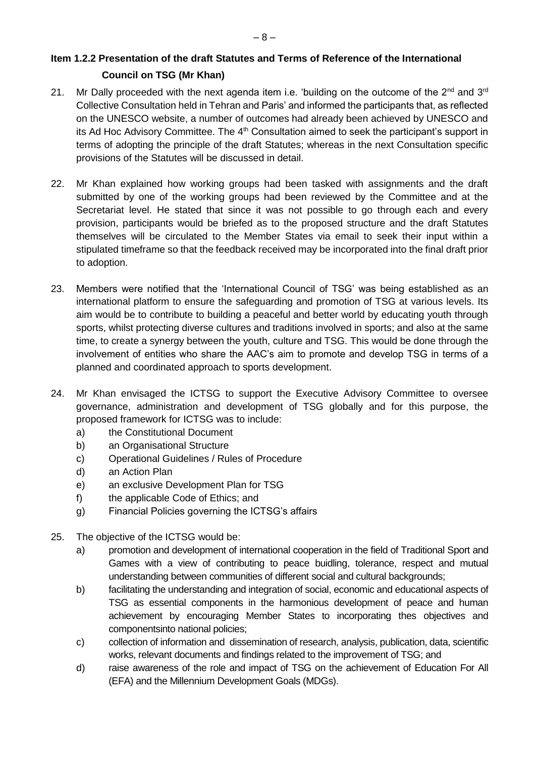**Item 1.2.2 Presentation of the draft Statutes and Terms of Reference of the International Council on TSG (Mr Khan)**

21. Mr Dally proceeded with the next agenda item i.e. 'building on the outcome of the 2nd and 3rd Collective Consultation held in Tehran and Paris' and informed the participants that, as reflected on the UNESCO website, a number of outcomes had already been achieved by UNESCO and its Ad Hoc Advisory Committee. The 4th Consultation aimed to seek the participant's support in terms of adopting the principle of the draft Statutes; whereas in the next Consultation specific provisions of the Statutes will be discussed in detail.

22. Mr Khan explained how working groups had been tasked with assignments and the draft submitted by one of the working groups had been reviewed by the Committee and at the Secretariat level. He stated that since it was not possible to go through each and every provision, participants would be briefed as to the proposed structure and the draft Statutes themselves will be circulated to the Member States via email to seek their input within a stipulated timeframe so that the feedback received may be incorporated into the final draft prior to adoption.

23. Members were notified that the 'International Council of TSG' was being established as an international platform to ensure the safeguarding and promotion of TSG at various levels. Its aim would be to contribute to building a peaceful and better world by educating youth through sports, whilst protecting diverse cultures and traditions involved in sports; and also at the same time, to create a synergy between the youth, culture and TSG. This would be done through the involvement of entities who share the AAC's aim to promote and develop TSG in terms of a planned and coordinated approach to sports development.

24. Mr Khan envisaged the ICTSG to support the Executive Advisory Committee to oversee governance, administration and development of TSG globally and for this purpose, the proposed framework for ICTSG was to include:
    a) the Constitutional Document
    b) an Organisational Structure
    c) Operational Guidelines / Rules of Procedure
    d) an Action Plan
    e) an exclusive Development Plan for TSG
    f) the applicable Code of Ethics; and
    g) Financial Policies governing the ICTSG's affairs

25. The objective of the ICTSG would be:
    a) promotion and development of international cooperation in the field of Traditional Sport and Games with a view of contributing to peace buidling, tolerance, respect and mutual understanding between communities of different social and cultural backgrounds;
    b) facilitating the understanding and integration of social, economic and educational aspects of TSG as essential components in the harmonious development of peace and human achievement by encouraging Member States to incorporating thes objectives and componentsinto national policies;
    c) collection of information and dissemination of research, analysis, publication, data, scientific works, relevant documents and findings related to the improvement of TSG; and
    d) raise awareness of the role and impact of TSG on the achievement of Education For All (EFA) and the Millennium Development Goals (MDGs).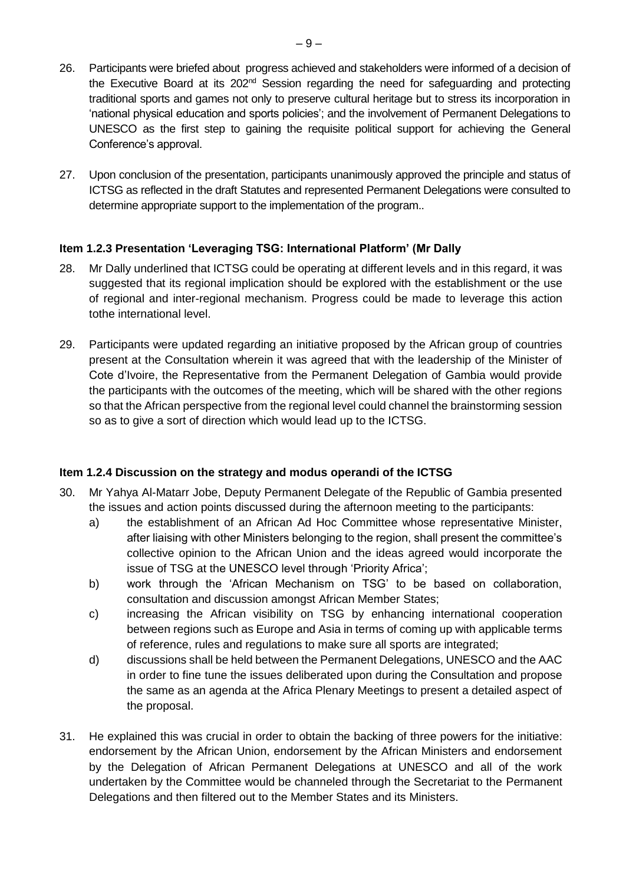26. Participants were briefed about progress achieved and stakeholders were informed of a decision of the Executive Board at its 202nd Session regarding the need for safeguarding and protecting traditional sports and games not only to preserve cultural heritage but to stress its incorporation in 'national physical education and sports policies'; and the involvement of Permanent Delegations to UNESCO as the first step to gaining the requisite political support for achieving the General Conference's approval.

27. Upon conclusion of the presentation, participants unanimously approved the principle and status of ICTSG as reflected in the draft Statutes and represented Permanent Delegations were consulted to determine appropriate support to the implementation of the program..

**Item 1.2.3 Presentation 'Leveraging TSG: International Platform' (Mr Dally**

28. Mr Dally underlined that ICTSG could be operating at different levels and in this regard, it was suggested that its regional implication should be explored with the establishment or the use of regional and inter-regional mechanism. Progress could be made to leverage this action tothe international level.

29. Participants were updated regarding an initiative proposed by the African group of countries present at the Consultation wherein it was agreed that with the leadership of the Minister of Cote d'Ivoire, the Representative from the Permanent Delegation of Gambia would provide the participants with the outcomes of the meeting, which will be shared with the other regions so that the African perspective from the regional level could channel the brainstorming session so as to give a sort of direction which would lead up to the ICTSG.

**Item 1.2.4 Discussion on the strategy and modus operandi of the ICTSG**

30. Mr Yahya Al-Matarr Jobe, Deputy Permanent Delegate of the Republic of Gambia presented the issues and action points discussed during the afternoon meeting to the participants:
    a) the establishment of an African Ad Hoc Committee whose representative Minister, after liaising with other Ministers belonging to the region, shall present the committee's collective opinion to the African Union and the ideas agreed would incorporate the issue of TSG at the UNESCO level through 'Priority Africa';
    b) work through the 'African Mechanism on TSG' to be based on collaboration, consultation and discussion amongst African Member States;
    c) increasing the African visibility on TSG by enhancing international cooperation between regions such as Europe and Asia in terms of coming up with applicable terms of reference, rules and regulations to make sure all sports are integrated;
    d) discussions shall be held between the Permanent Delegations, UNESCO and the AAC in order to fine tune the issues deliberated upon during the Consultation and propose the same as an agenda at the Africa Plenary Meetings to present a detailed aspect of the proposal.

31. He explained this was crucial in order to obtain the backing of three powers for the initiative: endorsement by the African Union, endorsement by the African Ministers and endorsement by the Delegation of African Permanent Delegations at UNESCO and all of the work undertaken by the Committee would be channeled through the Secretariat to the Permanent Delegations and then filtered out to the Member States and its Ministers.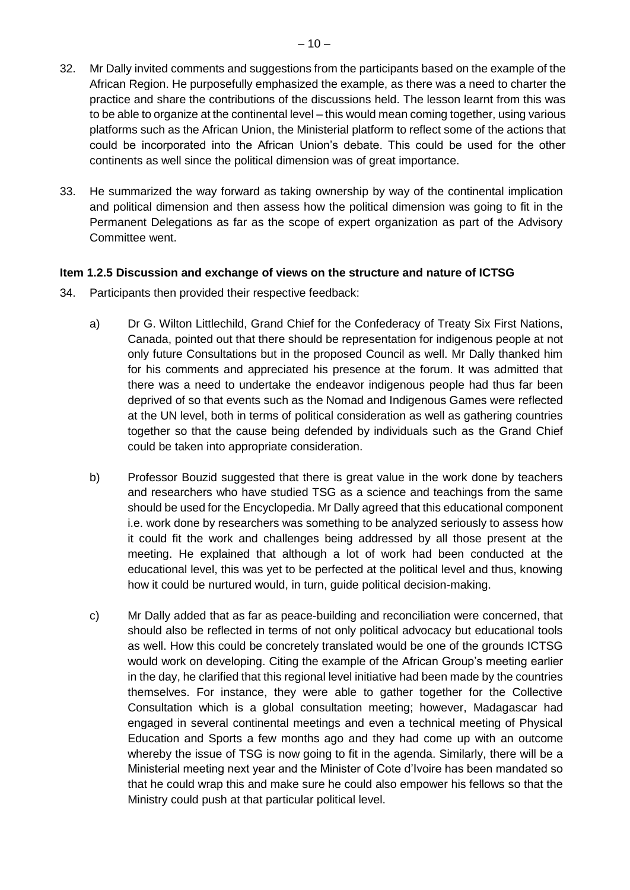32. Mr Dally invited comments and suggestions from the participants based on the example of the African Region. He purposefully emphasized the example, as there was a need to charter the practice and share the contributions of the discussions held. The lesson learnt from this was to be able to organize at the continental level – this would mean coming together, using various platforms such as the African Union, the Ministerial platform to reflect some of the actions that could be incorporated into the African Union's debate. This could be used for the other continents as well since the political dimension was of great importance.

33. He summarized the way forward as taking ownership by way of the continental implication and political dimension and then assess how the political dimension was going to fit in the Permanent Delegations as far as the scope of expert organization as part of the Advisory Committee went.

**Item 1.2.5 Discussion and exchange of views on the structure and nature of ICTSG**

34. Participants then provided their respective feedback:

    a) Dr G. Wilton Littlechild, Grand Chief for the Confederacy of Treaty Six First Nations, Canada, pointed out that there should be representation for indigenous people at not only future Consultations but in the proposed Council as well. Mr Dally thanked him for his comments and appreciated his presence at the forum. It was admitted that there was a need to undertake the endeavor indigenous people had thus far been deprived of so that events such as the Nomad and Indigenous Games were reflected at the UN level, both in terms of political consideration as well as gathering countries together so that the cause being defended by individuals such as the Grand Chief could be taken into appropriate consideration.

    b) Professor Bouzid suggested that there is great value in the work done by teachers and researchers who have studied TSG as a science and teachings from the same should be used for the Encyclopedia. Mr Dally agreed that this educational component i.e. work done by researchers was something to be analyzed seriously to assess how it could fit the work and challenges being addressed by all those present at the meeting. He explained that although a lot of work had been conducted at the educational level, this was yet to be perfected at the political level and thus, knowing how it could be nurtured would, in turn, guide political decision-making.

    c) Mr Dally added that as far as peace-building and reconciliation were concerned, that should also be reflected in terms of not only political advocacy but educational tools as well. How this could be concretely translated would be one of the grounds ICTSG would work on developing. Citing the example of the African Group's meeting earlier in the day, he clarified that this regional level initiative had been made by the countries themselves. For instance, they were able to gather together for the Collective Consultation which is a global consultation meeting; however, Madagascar had engaged in several continental meetings and even a technical meeting of Physical Education and Sports a few months ago and they had come up with an outcome whereby the issue of TSG is now going to fit in the agenda. Similarly, there will be a Ministerial meeting next year and the Minister of Cote d'Ivoire has been mandated so that he could wrap this and make sure he could also empower his fellows so that the Ministry could push at that particular political level.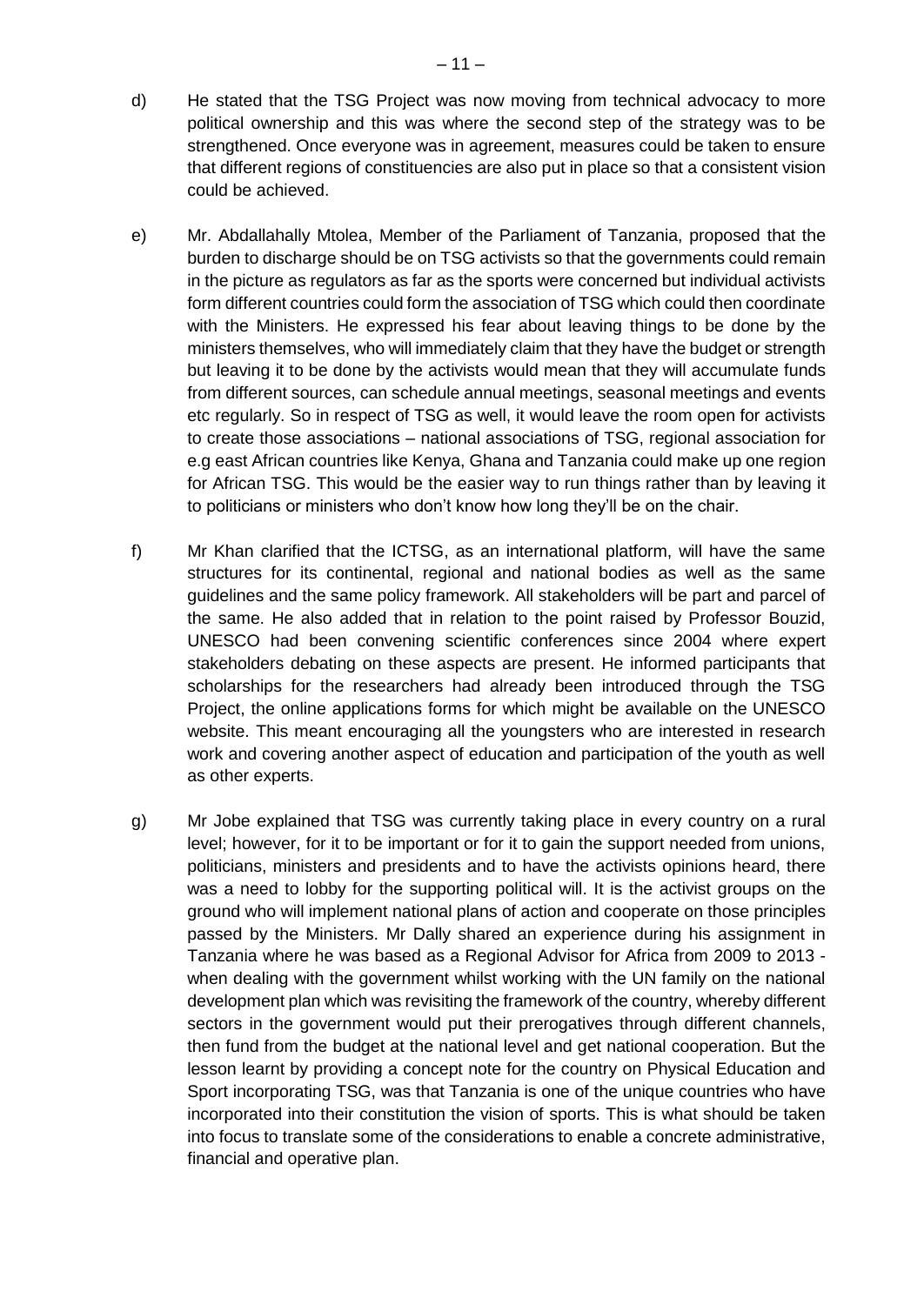d) He stated that the TSG Project was now moving from technical advocacy to more political ownership and this was where the second step of the strategy was to be strengthened. Once everyone was in agreement, measures could be taken to ensure that different regions of constituencies are also put in place so that a consistent vision could be achieved.

e) Mr. Abdallahally Mtolea, Member of the Parliament of Tanzania, proposed that the burden to discharge should be on TSG activists so that the governments could remain in the picture as regulators as far as the sports were concerned but individual activists form different countries could form the association of TSG which could then coordinate with the Ministers. He expressed his fear about leaving things to be done by the ministers themselves, who will immediately claim that they have the budget or strength but leaving it to be done by the activists would mean that they will accumulate funds from different sources, can schedule annual meetings, seasonal meetings and events etc regularly. So in respect of TSG as well, it would leave the room open for activists to create those associations – national associations of TSG, regional association for e.g east African countries like Kenya, Ghana and Tanzania could make up one region for African TSG. This would be the easier way to run things rather than by leaving it to politicians or ministers who don't know how long they'll be on the chair.

f) Mr Khan clarified that the ICTSG, as an international platform, will have the same structures for its continental, regional and national bodies as well as the same guidelines and the same policy framework. All stakeholders will be part and parcel of the same. He also added that in relation to the point raised by Professor Bouzid, UNESCO had been convening scientific conferences since 2004 where expert stakeholders debating on these aspects are present. He informed participants that scholarships for the researchers had already been introduced through the TSG Project, the online applications forms for which might be available on the UNESCO website. This meant encouraging all the youngsters who are interested in research work and covering another aspect of education and participation of the youth as well as other experts.

g) Mr Jobe explained that TSG was currently taking place in every country on a rural level; however, for it to be important or for it to gain the support needed from unions, politicians, ministers and presidents and to have the activists opinions heard, there was a need to lobby for the supporting political will. It is the activist groups on the ground who will implement national plans of action and cooperate on those principles passed by the Ministers. Mr Dally shared an experience during his assignment in Tanzania where he was based as a Regional Advisor for Africa from 2009 to 2013 - when dealing with the government whilst working with the UN family on the national development plan which was revisiting the framework of the country, whereby different sectors in the government would put their prerogatives through different channels, then fund from the budget at the national level and get national cooperation. But the lesson learnt by providing a concept note for the country on Physical Education and Sport incorporating TSG, was that Tanzania is one of the unique countries who have incorporated into their constitution the vision of sports. This is what should be taken into focus to translate some of the considerations to enable a concrete administrative, financial and operative plan.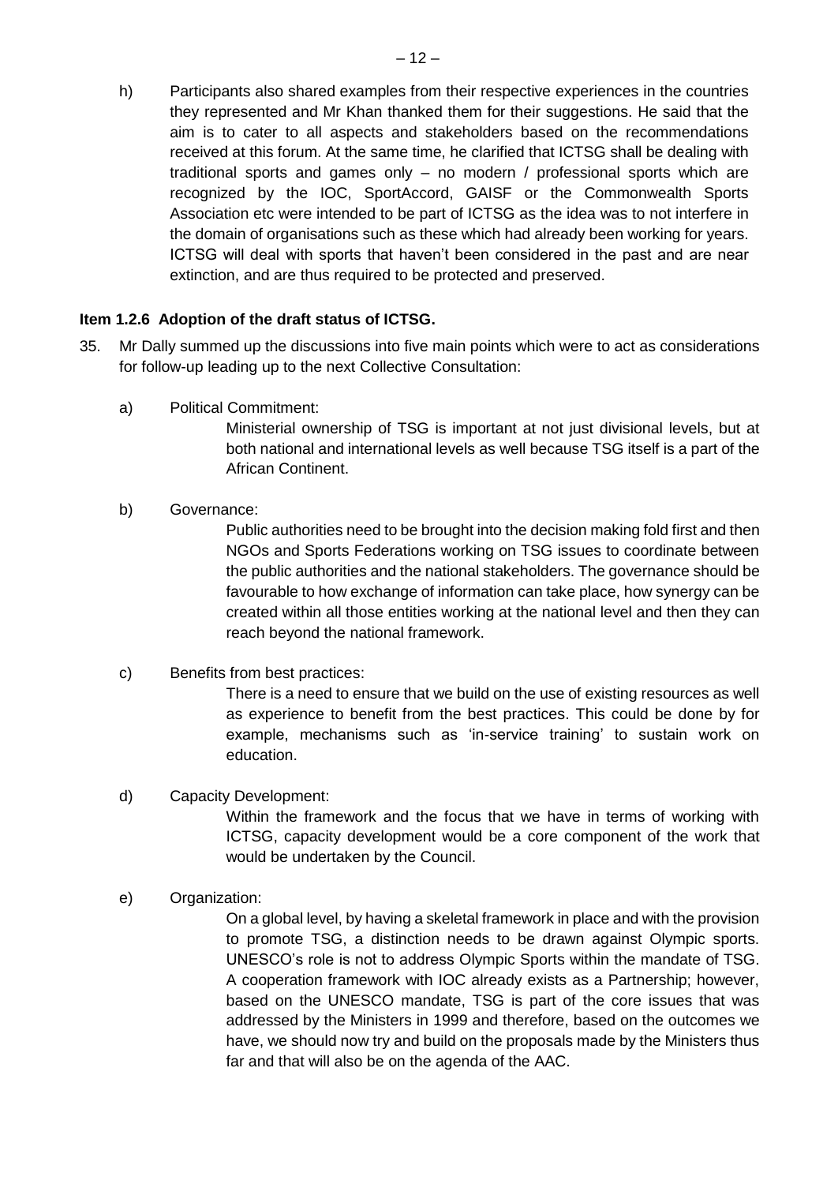h) Participants also shared examples from their respective experiences in the countries they represented and Mr Khan thanked them for their suggestions. He said that the aim is to cater to all aspects and stakeholders based on the recommendations received at this forum. At the same time, he clarified that ICTSG shall be dealing with traditional sports and games only – no modern / professional sports which are recognized by the IOC, SportAccord, GAISF or the Commonwealth Sports Association etc were intended to be part of ICTSG as the idea was to not interfere in the domain of organisations such as these which had already been working for years. ICTSG will deal with sports that haven't been considered in the past and are near extinction, and are thus required to be protected and preserved.

**Item 1.2.6 Adoption of the draft status of ICTSG.**

35. Mr Dally summed up the discussions into five main points which were to act as considerations for follow-up leading up to the next Collective Consultation:

a) Political Commitment:

Ministerial ownership of TSG is important at not just divisional levels, but at both national and international levels as well because TSG itself is a part of the African Continent.

b) Governance:

Public authorities need to be brought into the decision making fold first and then NGOs and Sports Federations working on TSG issues to coordinate between the public authorities and the national stakeholders. The governance should be favourable to how exchange of information can take place, how synergy can be created within all those entities working at the national level and then they can reach beyond the national framework.

c) Benefits from best practices:

There is a need to ensure that we build on the use of existing resources as well as experience to benefit from the best practices. This could be done by for example, mechanisms such as 'in-service training' to sustain work on education.

d) Capacity Development:

Within the framework and the focus that we have in terms of working with ICTSG, capacity development would be a core component of the work that would be undertaken by the Council.

e) Organization:

On a global level, by having a skeletal framework in place and with the provision to promote TSG, a distinction needs to be drawn against Olympic sports. UNESCO's role is not to address Olympic Sports within the mandate of TSG. A cooperation framework with IOC already exists as a Partnership; however, based on the UNESCO mandate, TSG is part of the core issues that was addressed by the Ministers in 1999 and therefore, based on the outcomes we have, we should now try and build on the proposals made by the Ministers thus far and that will also be on the agenda of the AAC.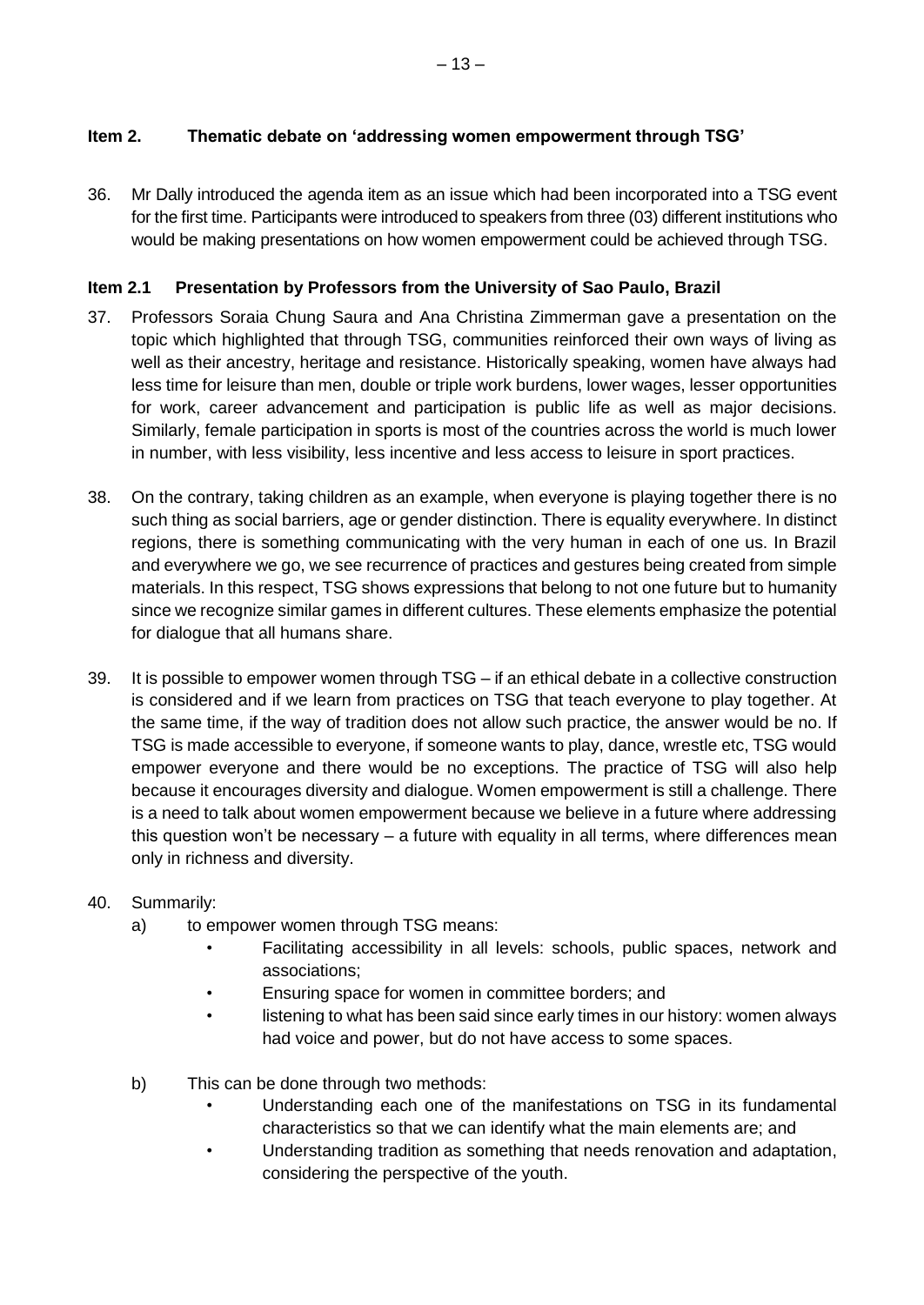## Item 2. Thematic debate on 'addressing women empowerment through TSG'

36. Mr Dally introduced the agenda item as an issue which had been incorporated into a TSG event for the first time. Participants were introduced to speakers from three (03) different institutions who would be making presentations on how women empowerment could be achieved through TSG.

### Item 2.1 Presentation by Professors from the University of Sao Paulo, Brazil

37. Professors Soraia Chung Saura and Ana Christina Zimmerman gave a presentation on the topic which highlighted that through TSG, communities reinforced their own ways of living as well as their ancestry, heritage and resistance. Historically speaking, women have always had less time for leisure than men, double or triple work burdens, lower wages, lesser opportunities for work, career advancement and participation is public life as well as major decisions. Similarly, female participation in sports is most of the countries across the world is much lower in number, with less visibility, less incentive and less access to leisure in sport practices.

38. On the contrary, taking children as an example, when everyone is playing together there is no such thing as social barriers, age or gender distinction. There is equality everywhere. In distinct regions, there is something communicating with the very human in each of one us. In Brazil and everywhere we go, we see recurrence of practices and gestures being created from simple materials. In this respect, TSG shows expressions that belong to not one future but to humanity since we recognize similar games in different cultures. These elements emphasize the potential for dialogue that all humans share.

39. It is possible to empower women through TSG – if an ethical debate in a collective construction is considered and if we learn from practices on TSG that teach everyone to play together. At the same time, if the way of tradition does not allow such practice, the answer would be no. If TSG is made accessible to everyone, if someone wants to play, dance, wrestle etc, TSG would empower everyone and there would be no exceptions. The practice of TSG will also help because it encourages diversity and dialogue. Women empowerment is still a challenge. There is a need to talk about women empowerment because we believe in a future where addressing this question won't be necessary – a future with equality in all terms, where differences mean only in richness and diversity.

40. Summarily:
    a) to empower women through TSG means:
        - Facilitating accessibility in all levels: schools, public spaces, network and associations;
        - Ensuring space for women in committee borders; and
        - listening to what has been said since early times in our history: women always had voice and power, but do not have access to some spaces.

    b) This can be done through two methods:
        - Understanding each one of the manifestations on TSG in its fundamental characteristics so that we can identify what the main elements are; and
        - Understanding tradition as something that needs renovation and adaptation, considering the perspective of the youth.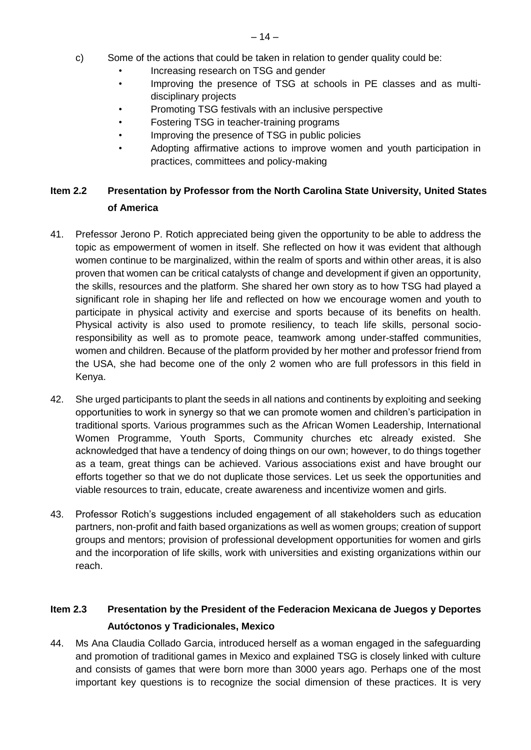c) Some of the actions that could be taken in relation to gender quality could be:
   - Increasing research on TSG and gender
   - Improving the presence of TSG at schools in PE classes and as multi-disciplinary projects
   - Promoting TSG festivals with an inclusive perspective
   - Fostering TSG in teacher-training programs
   - Improving the presence of TSG in public policies
   - Adopting affirmative actions to improve women and youth participation in practices, committees and policy-making

## Item 2.2 Presentation by Professor from the North Carolina State University, United States of America

41. Prefessor Jerono P. Rotich appreciated being given the opportunity to be able to address the topic as empowerment of women in itself. She reflected on how it was evident that although women continue to be marginalized, within the realm of sports and within other areas, it is also proven that women can be critical catalysts of change and development if given an opportunity, the skills, resources and the platform. She shared her own story as to how TSG had played a significant role in shaping her life and reflected on how we encourage women and youth to participate in physical activity and exercise and sports because of its benefits on health. Physical activity is also used to promote resiliency, to teach life skills, personal socio-responsibility as well as to promote peace, teamwork among under-staffed communities, women and children. Because of the platform provided by her mother and professor friend from the USA, she had become one of the only 2 women who are full professors in this field in Kenya.

42. She urged participants to plant the seeds in all nations and continents by exploiting and seeking opportunities to work in synergy so that we can promote women and children's participation in traditional sports. Various programmes such as the African Women Leadership, International Women Programme, Youth Sports, Community churches etc already existed. She acknowledged that have a tendency of doing things on our own; however, to do things together as a team, great things can be achieved. Various associations exist and have brought our efforts together so that we do not duplicate those services. Let us seek the opportunities and viable resources to train, educate, create awareness and incentivize women and girls.

43. Professor Rotich's suggestions included engagement of all stakeholders such as education partners, non-profit and faith based organizations as well as women groups; creation of support groups and mentors; provision of professional development opportunities for women and girls and the incorporation of life skills, work with universities and existing organizations within our reach.

## Item 2.3 Presentation by the President of the Federacion Mexicana de Juegos y Deportes Autóctonos y Tradicionales, Mexico

44. Ms Ana Claudia Collado Garcia, introduced herself as a woman engaged in the safeguarding and promotion of traditional games in Mexico and explained TSG is closely linked with culture and consists of games that were born more than 3000 years ago. Perhaps one of the most important key questions is to recognize the social dimension of these practices. It is very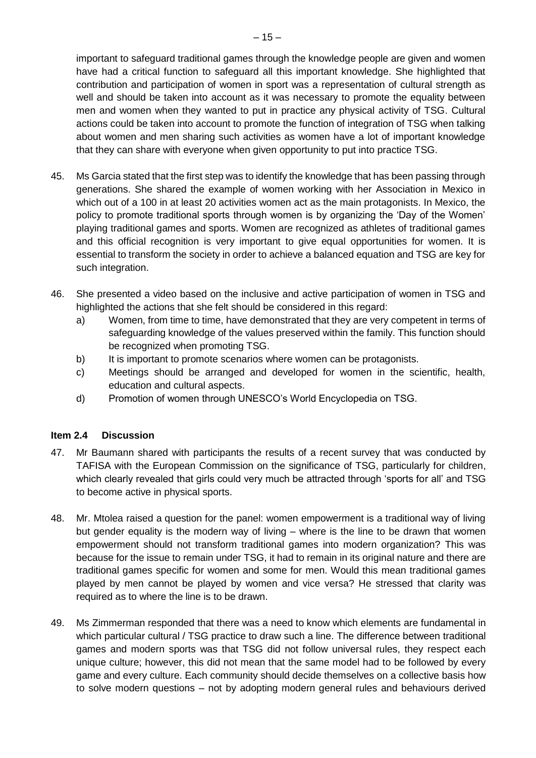important to safeguard traditional games through the knowledge people are given and women have had a critical function to safeguard all this important knowledge. She highlighted that contribution and participation of women in sport was a representation of cultural strength as well and should be taken into account as it was necessary to promote the equality between men and women when they wanted to put in practice any physical activity of TSG. Cultural actions could be taken into account to promote the function of integration of TSG when talking about women and men sharing such activities as women have a lot of important knowledge that they can share with everyone when given opportunity to put into practice TSG.

45. Ms Garcia stated that the first step was to identify the knowledge that has been passing through generations. She shared the example of women working with her Association in Mexico in which out of a 100 in at least 20 activities women act as the main protagonists. In Mexico, the policy to promote traditional sports through women is by organizing the 'Day of the Women' playing traditional games and sports. Women are recognized as athletes of traditional games and this official recognition is very important to give equal opportunities for women. It is essential to transform the society in order to achieve a balanced equation and TSG are key for such integration.

46. She presented a video based on the inclusive and active participation of women in TSG and highlighted the actions that she felt should be considered in this regard:
    a) Women, from time to time, have demonstrated that they are very competent in terms of safeguarding knowledge of the values preserved within the family. This function should be recognized when promoting TSG.
    b) It is important to promote scenarios where women can be protagonists.
    c) Meetings should be arranged and developed for women in the scientific, health, education and cultural aspects.
    d) Promotion of women through UNESCO's World Encyclopedia on TSG.

### Item 2.4 Discussion

47. Mr Baumann shared with participants the results of a recent survey that was conducted by TAFISA with the European Commission on the significance of TSG, particularly for children, which clearly revealed that girls could very much be attracted through 'sports for all' and TSG to become active in physical sports.

48. Mr. Mtolea raised a question for the panel: women empowerment is a traditional way of living but gender equality is the modern way of living – where is the line to be drawn that women empowerment should not transform traditional games into modern organization? This was because for the issue to remain under TSG, it had to remain in its original nature and there are traditional games specific for women and some for men. Would this mean traditional games played by men cannot be played by women and vice versa? He stressed that clarity was required as to where the line is to be drawn.

49. Ms Zimmerman responded that there was a need to know which elements are fundamental in which particular cultural / TSG practice to draw such a line. The difference between traditional games and modern sports was that TSG did not follow universal rules, they respect each unique culture; however, this did not mean that the same model had to be followed by every game and every culture. Each community should decide themselves on a collective basis how to solve modern questions – not by adopting modern general rules and behaviours derived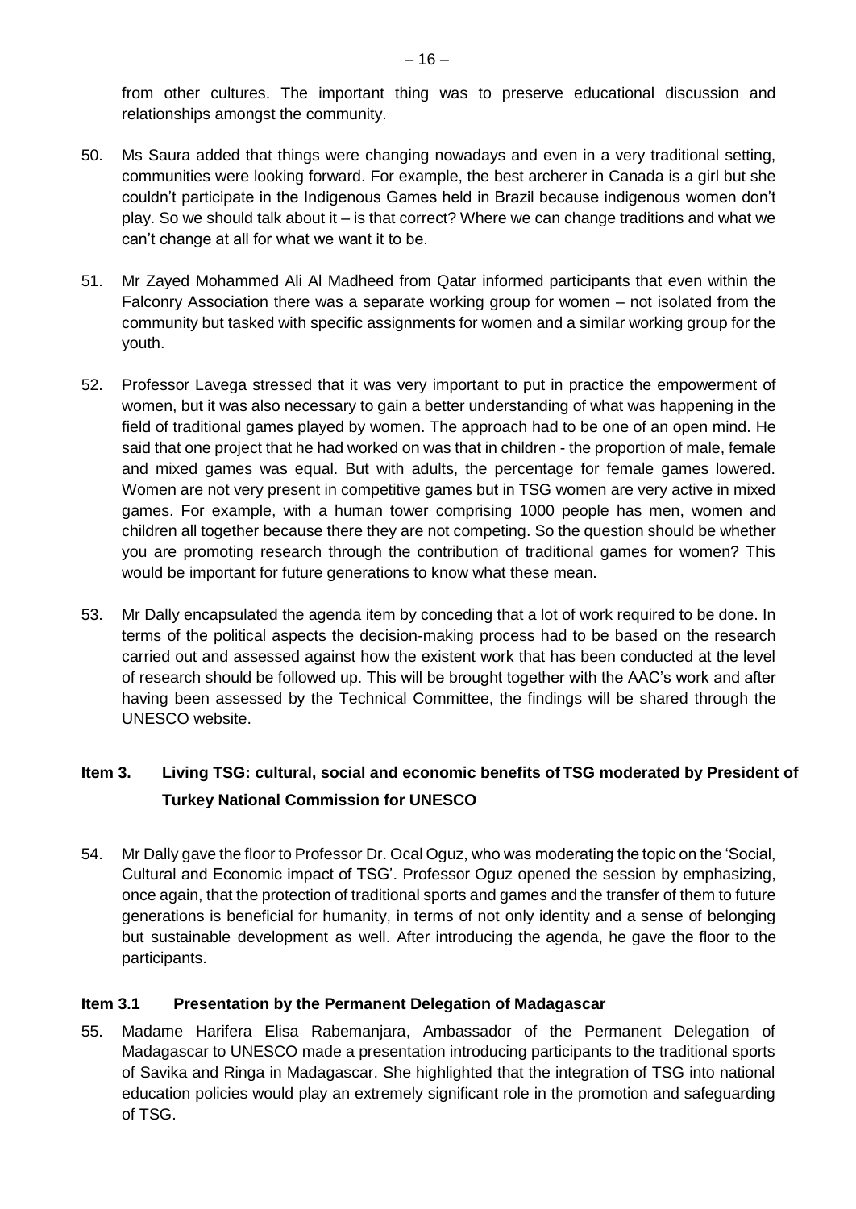from other cultures. The important thing was to preserve educational discussion and relationships amongst the community.

50. Ms Saura added that things were changing nowadays and even in a very traditional setting, communities were looking forward. For example, the best archerer in Canada is a girl but she couldn't participate in the Indigenous Games held in Brazil because indigenous women don't play. So we should talk about it – is that correct? Where we can change traditions and what we can't change at all for what we want it to be.

51. Mr Zayed Mohammed Ali Al Madheed from Qatar informed participants that even within the Falconry Association there was a separate working group for women – not isolated from the community but tasked with specific assignments for women and a similar working group for the youth.

52. Professor Lavega stressed that it was very important to put in practice the empowerment of women, but it was also necessary to gain a better understanding of what was happening in the field of traditional games played by women. The approach had to be one of an open mind. He said that one project that he had worked on was that in children - the proportion of male, female and mixed games was equal. But with adults, the percentage for female games lowered. Women are not very present in competitive games but in TSG women are very active in mixed games. For example, with a human tower comprising 1000 people has men, women and children all together because there they are not competing. So the question should be whether you are promoting research through the contribution of traditional games for women? This would be important for future generations to know what these mean.

53. Mr Dally encapsulated the agenda item by conceding that a lot of work required to be done. In terms of the political aspects the decision-making process had to be based on the research carried out and assessed against how the existent work that has been conducted at the level of research should be followed up. This will be brought together with the AAC's work and after having been assessed by the Technical Committee, the findings will be shared through the UNESCO website.

## Item 3. Living TSG: cultural, social and economic benefits of TSG moderated by President of Turkey National Commission for UNESCO

54. Mr Dally gave the floor to Professor Dr. Ocal Oguz, who was moderating the topic on the 'Social, Cultural and Economic impact of TSG'. Professor Oguz opened the session by emphasizing, once again, that the protection of traditional sports and games and the transfer of them to future generations is beneficial for humanity, in terms of not only identity and a sense of belonging but sustainable development as well. After introducing the agenda, he gave the floor to the participants.

### Item 3.1 Presentation by the Permanent Delegation of Madagascar

55. Madame Harifera Elisa Rabemanjara, Ambassador of the Permanent Delegation of Madagascar to UNESCO made a presentation introducing participants to the traditional sports of Savika and Ringa in Madagascar. She highlighted that the integration of TSG into national education policies would play an extremely significant role in the promotion and safeguarding of TSG.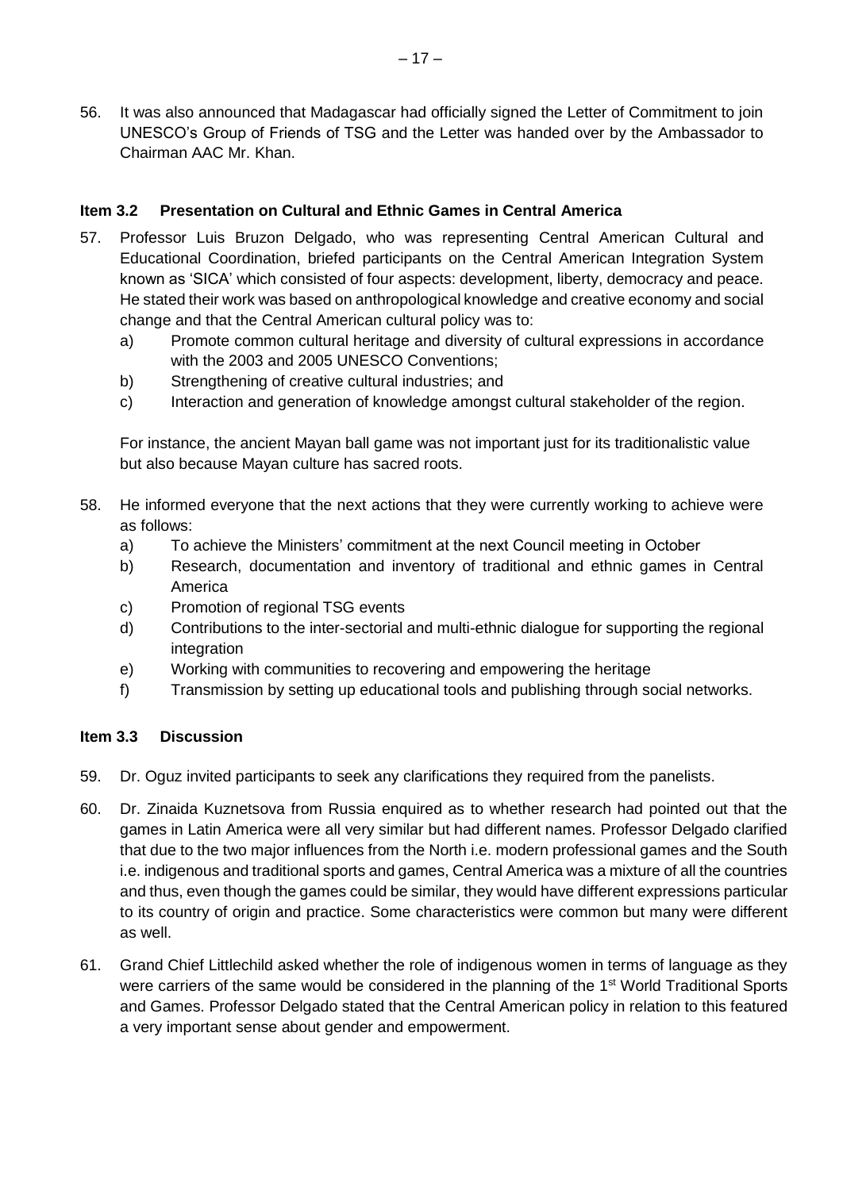56. It was also announced that Madagascar had officially signed the Letter of Commitment to join UNESCO's Group of Friends of TSG and the Letter was handed over by the Ambassador to Chairman AAC Mr. Khan.

### Item 3.2 Presentation on Cultural and Ethnic Games in Central America

57. Professor Luis Bruzon Delgado, who was representing Central American Cultural and Educational Coordination, briefed participants on the Central American Integration System known as 'SICA' which consisted of four aspects: development, liberty, democracy and peace. He stated their work was based on anthropological knowledge and creative economy and social change and that the Central American cultural policy was to:
    a) Promote common cultural heritage and diversity of cultural expressions in accordance with the 2003 and 2005 UNESCO Conventions;
    b) Strengthening of creative cultural industries; and
    c) Interaction and generation of knowledge amongst cultural stakeholder of the region.

    For instance, the ancient Mayan ball game was not important just for its traditionalistic value but also because Mayan culture has sacred roots.

58. He informed everyone that the next actions that they were currently working to achieve were as follows:
    a) To achieve the Ministers' commitment at the next Council meeting in October
    b) Research, documentation and inventory of traditional and ethnic games in Central America
    c) Promotion of regional TSG events
    d) Contributions to the inter-sectorial and multi-ethnic dialogue for supporting the regional integration
    e) Working with communities to recovering and empowering the heritage
    f) Transmission by setting up educational tools and publishing through social networks.

### Item 3.3 Discussion

59. Dr. Oguz invited participants to seek any clarifications they required from the panelists.

60. Dr. Zinaida Kuznetsova from Russia enquired as to whether research had pointed out that the games in Latin America were all very similar but had different names. Professor Delgado clarified that due to the two major influences from the North i.e. modern professional games and the South i.e. indigenous and traditional sports and games, Central America was a mixture of all the countries and thus, even though the games could be similar, they would have different expressions particular to its country of origin and practice. Some characteristics were common but many were different as well.

61. Grand Chief Littlechild asked whether the role of indigenous women in terms of language as they were carriers of the same would be considered in the planning of the 1st World Traditional Sports and Games. Professor Delgado stated that the Central American policy in relation to this featured a very important sense about gender and empowerment.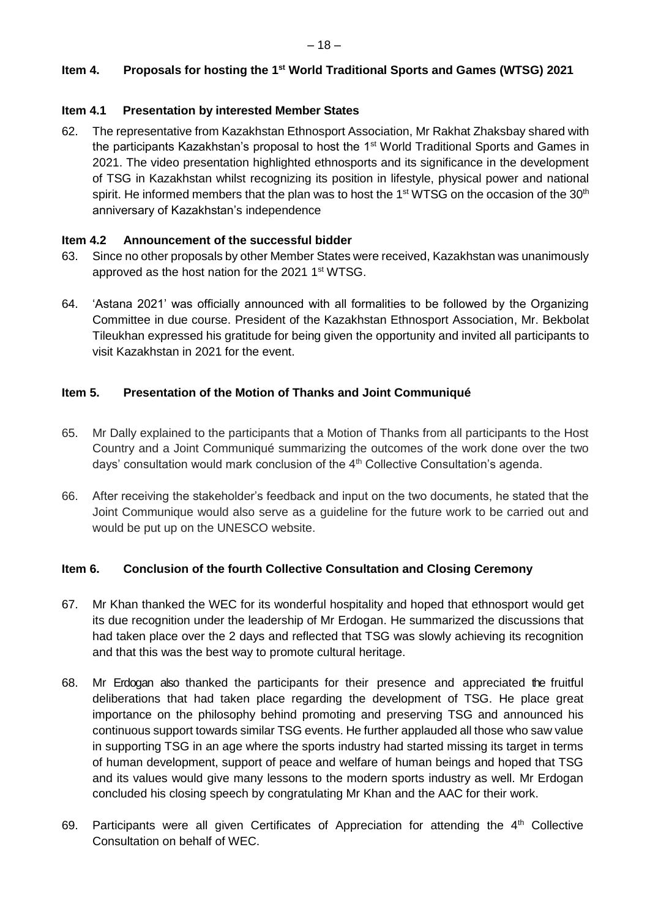### Item 4. Proposals for hosting the 1st World Traditional Sports and Games (WTSG) 2021

### Item 4.1 Presentation by interested Member States

62. The representative from Kazakhstan Ethnosport Association, Mr Rakhat Zhaksbay shared with the participants Kazakhstan's proposal to host the 1st World Traditional Sports and Games in 2021. The video presentation highlighted ethnosports and its significance in the development of TSG in Kazakhstan whilst recognizing its position in lifestyle, physical power and national spirit. He informed members that the plan was to host the 1st WTSG on the occasion of the 30th anniversary of Kazakhstan's independence

### Item 4.2 Announcement of the successful bidder

63. Since no other proposals by other Member States were received, Kazakhstan was unanimously approved as the host nation for the 2021 1st WTSG.

64. 'Astana 2021' was officially announced with all formalities to be followed by the Organizing Committee in due course. President of the Kazakhstan Ethnosport Association, Mr. Bekbolat Tileukhan expressed his gratitude for being given the opportunity and invited all participants to visit Kazakhstan in 2021 for the event.

### Item 5. Presentation of the Motion of Thanks and Joint Communiqué

65. Mr Dally explained to the participants that a Motion of Thanks from all participants to the Host Country and a Joint Communiqué summarizing the outcomes of the work done over the two days' consultation would mark conclusion of the 4th Collective Consultation's agenda.

66. After receiving the stakeholder's feedback and input on the two documents, he stated that the Joint Communique would also serve as a guideline for the future work to be carried out and would be put up on the UNESCO website.

### Item 6. Conclusion of the fourth Collective Consultation and Closing Ceremony

67. Mr Khan thanked the WEC for its wonderful hospitality and hoped that ethnosport would get its due recognition under the leadership of Mr Erdogan. He summarized the discussions that had taken place over the 2 days and reflected that TSG was slowly achieving its recognition and that this was the best way to promote cultural heritage.

68. Mr Erdogan also thanked the participants for their presence and appreciated the fruitful deliberations that had taken place regarding the development of TSG. He place great importance on the philosophy behind promoting and preserving TSG and announced his continuous support towards similar TSG events. He further applauded all those who saw value in supporting TSG in an age where the sports industry had started missing its target in terms of human development, support of peace and welfare of human beings and hoped that TSG and its values would give many lessons to the modern sports industry as well. Mr Erdogan concluded his closing speech by congratulating Mr Khan and the AAC for their work.

69. Participants were all given Certificates of Appreciation for attending the 4th Collective Consultation on behalf of WEC.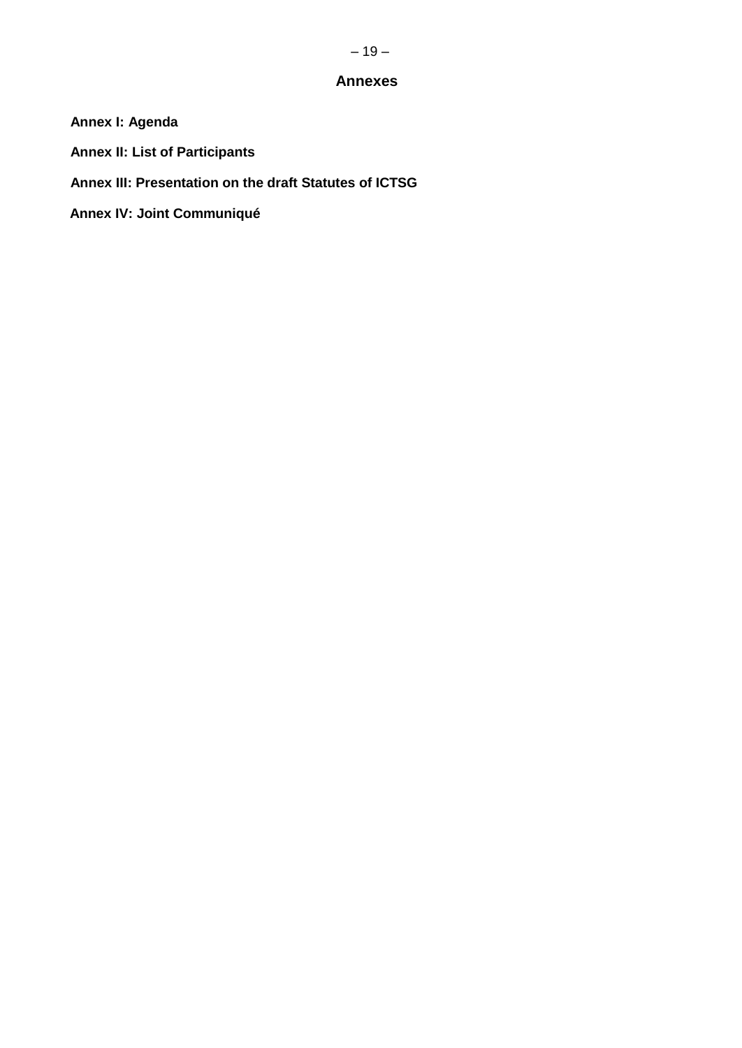# Annexes

**Annex I: Agenda**

**Annex II: List of Participants**

**Annex III: Presentation on the draft Statutes of ICTSG**

**Annex IV: Joint Communiqué**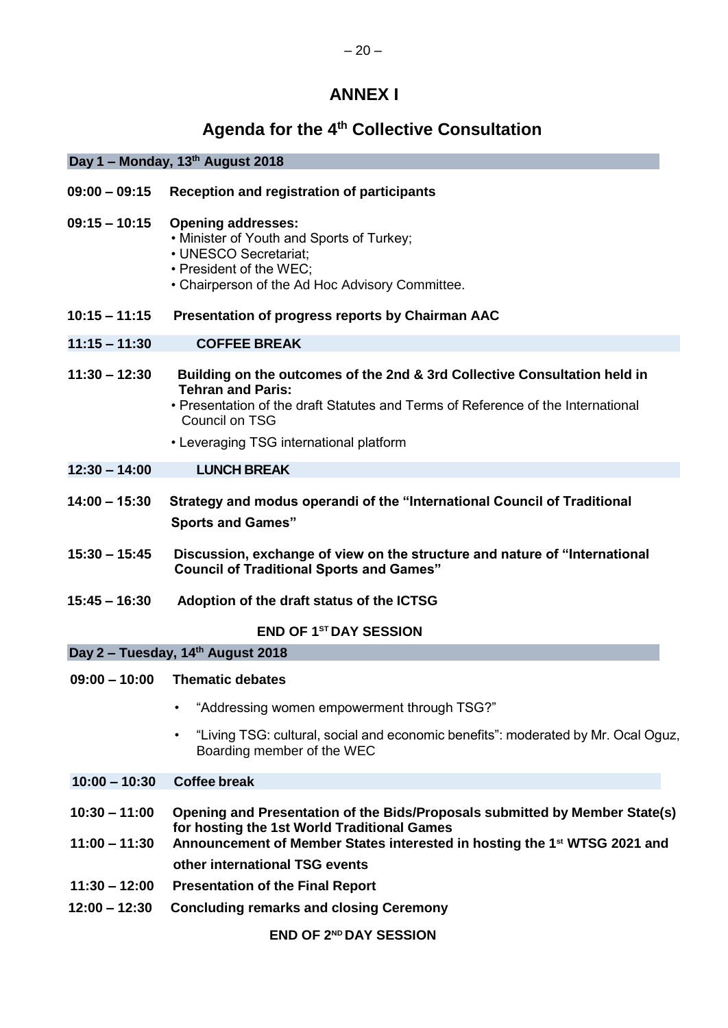# ANNEX I

## Agenda for the 4th Collective Consultation

**Day 1 – Monday, 13th August 2018**

**09:00 – 09:15** **Reception and registration of participants**

**09:15 – 10:15** **Opening addresses:**
- Minister of Youth and Sports of Turkey;
- UNESCO Secretariat;
- President of the WEC;
- Chairperson of the Ad Hoc Advisory Committee.

**10:15 – 11:15** **Presentation of progress reports by Chairman AAC**

**11:15 – 11:30** **COFFEE BREAK**

**11:30 – 12:30** **Building on the outcomes of the 2nd & 3rd Collective Consultation held in Tehran and Paris:**
- Presentation of the draft Statutes and Terms of Reference of the International Council on TSG
- Leveraging TSG international platform

**12:30 – 14:00** **LUNCH BREAK**

**14:00 – 15:30** **Strategy and modus operandi of the "International Council of Traditional Sports and Games"**

**15:30 – 15:45** **Discussion, exchange of view on the structure and nature of "International Council of Traditional Sports and Games"**

**15:45 – 16:30** **Adoption of the draft status of the ICTSG**

**END OF 1ST DAY SESSION**

**Day 2 – Tuesday, 14th August 2018**

**09:00 – 10:00** **Thematic debates**
- "Addressing women empowerment through TSG?"
- "Living TSG: cultural, social and economic benefits": moderated by Mr. Ocal Oguz, Boarding member of the WEC

**10:00 – 10:30** **Coffee break**

**10:30 – 11:00** **Opening and Presentation of the Bids/Proposals submitted by Member State(s) for hosting the 1st World Traditional Games**

**11:00 – 11:30** **Announcement of Member States interested in hosting the 1st WTSG 2021 and other international TSG events**

**11:30 – 12:00** **Presentation of the Final Report**

**12:00 – 12:30** **Concluding remarks and closing Ceremony**

**END OF 2ND DAY SESSION**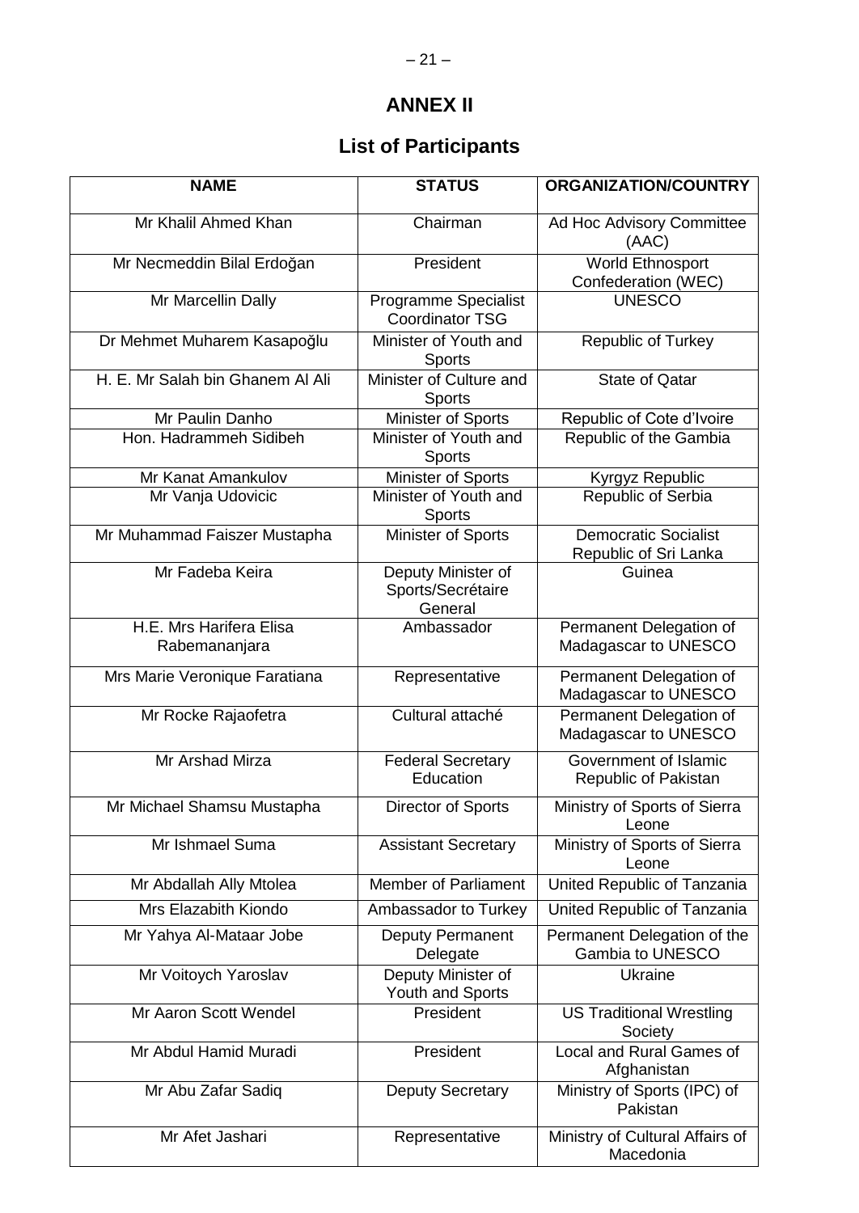# ANNEX II

## List of Participants

| NAME | STATUS | ORGANIZATION/COUNTRY |
|---|---|---|
| Mr Khalil Ahmed Khan | Chairman | Ad Hoc Advisory Committee (AAC) |
| Mr Necmeddin Bilal Erdoğan | President | World Ethnosport Confederation (WEC) |
| Mr Marcellin Dally | Programme Specialist Coordinator TSG | UNESCO |
| Dr Mehmet Muharem Kasapoğlu | Minister of Youth and Sports | Republic of Turkey |
| H. E. Mr Salah bin Ghanem Al Ali | Minister of Culture and Sports | State of Qatar |
| Mr Paulin Danho | Minister of Sports | Republic of Cote d'Ivoire |
| Hon. Hadrammeh Sidibeh | Minister of Youth and Sports | Republic of the Gambia |
| Mr Kanat Amankulov | Minister of Sports | Kyrgyz Republic |
| Mr Vanja Udovicic | Minister of Youth and Sports | Republic of Serbia |
| Mr Muhammad Faiszer Mustapha | Minister of Sports | Democratic Socialist Republic of Sri Lanka |
| Mr Fadeba Keira | Deputy Minister of Sports/Secrétaire General | Guinea |
| H.E. Mrs Harifera Elisa Rabemananjara | Ambassador | Permanent Delegation of Madagascar to UNESCO |
| Mrs Marie Veronique Faratiana | Representative | Permanent Delegation of Madagascar to UNESCO |
| Mr Rocke Rajaofetra | Cultural attaché | Permanent Delegation of Madagascar to UNESCO |
| Mr Arshad Mirza | Federal Secretary Education | Government of Islamic Republic of Pakistan |
| Mr Michael Shamsu Mustapha | Director of Sports | Ministry of Sports of Sierra Leone |
| Mr Ishmael Suma | Assistant Secretary | Ministry of Sports of Sierra Leone |
| Mr Abdallah Ally Mtolea | Member of Parliament | United Republic of Tanzania |
| Mrs Elazabith Kiondo | Ambassador to Turkey | United Republic of Tanzania |
| Mr Yahya Al-Mataar Jobe | Deputy Permanent Delegate | Permanent Delegation of the Gambia to UNESCO |
| Mr Voitoych Yaroslav | Deputy Minister of Youth and Sports | Ukraine |
| Mr Aaron Scott Wendel | President | US Traditional Wrestling Society |
| Mr Abdul Hamid Muradi | President | Local and Rural Games of Afghanistan |
| Mr Abu Zafar Sadiq | Deputy Secretary | Ministry of Sports (IPC) of Pakistan |
| Mr Afet Jashari | Representative | Ministry of Cultural Affairs of Macedonia |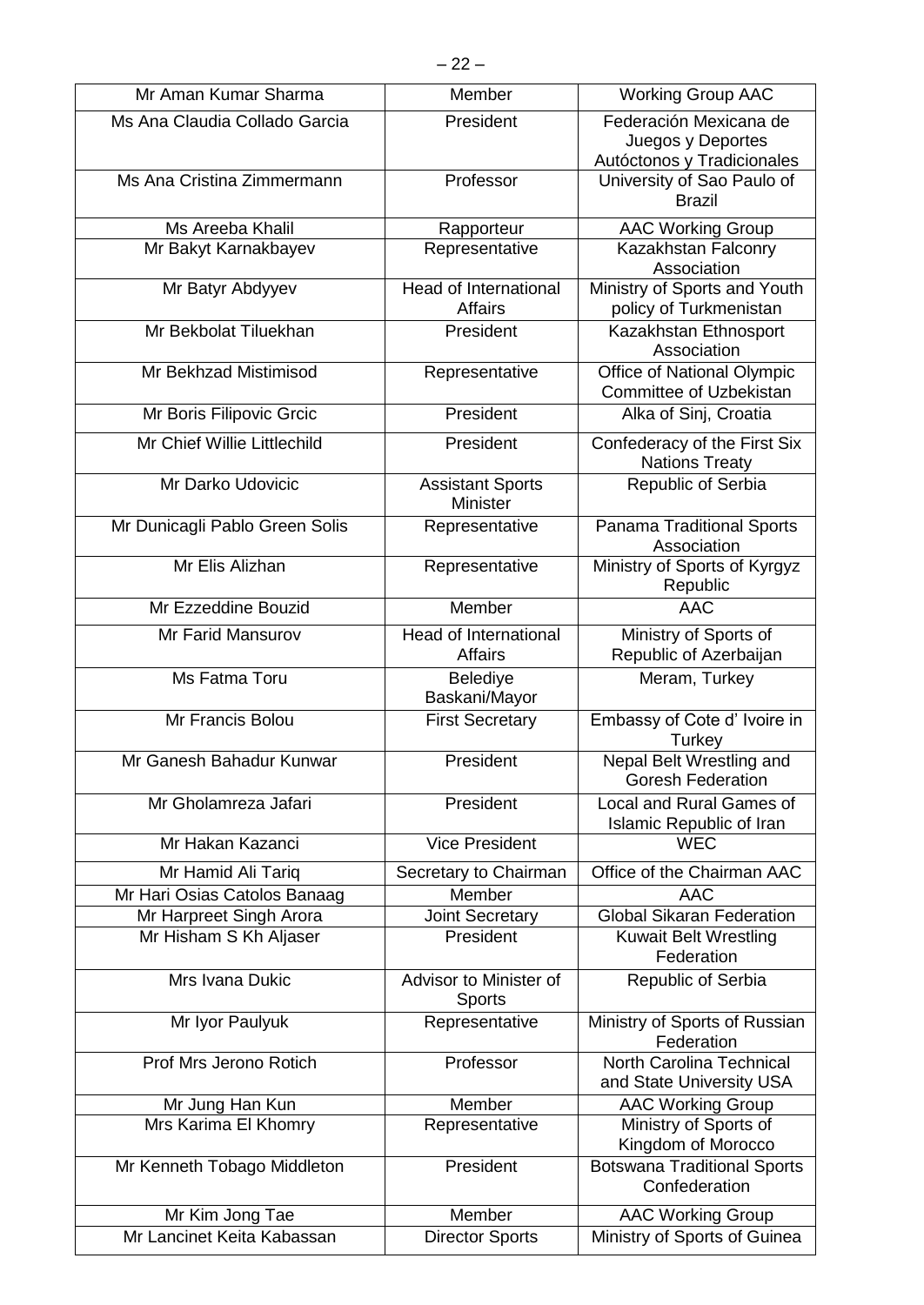| Mr Aman Kumar Sharma | Member | Working Group AAC |
|---|---|---|
| Ms Ana Claudia Collado Garcia | President | Federación Mexicana de Juegos y Deportes Autóctonos y Tradicionales |
| Ms Ana Cristina Zimmermann | Professor | University of Sao Paulo of Brazil |
| Ms Areeba Khalil | Rapporteur | AAC Working Group |
| Mr Bakyt Karnakbayev | Representative | Kazakhstan Falconry Association |
| Mr Batyr Abdyyev | Head of International Affairs | Ministry of Sports and Youth policy of Turkmenistan |
| Mr Bekbolat Tiluekhan | President | Kazakhstan Ethnosport Association |
| Mr Bekhzad Mistimisod | Representative | Office of National Olympic Committee of Uzbekistan |
| Mr Boris Filipovic Grcic | President | Alka of Sinj, Croatia |
| Mr Chief Willie Littlechild | President | Confederacy of the First Six Nations Treaty |
| Mr Darko Udovicic | Assistant Sports Minister | Republic of Serbia |
| Mr Dunicagli Pablo Green Solis | Representative | Panama Traditional Sports Association |
| Mr Elis Alizhan | Representative | Ministry of Sports of Kyrgyz Republic |
| Mr Ezzeddine Bouzid | Member | AAC |
| Mr Farid Mansurov | Head of International Affairs | Ministry of Sports of Republic of Azerbaijan |
| Ms Fatma Toru | Belediye Baskani/Mayor | Meram, Turkey |
| Mr Francis Bolou | First Secretary | Embassy of Cote d' Ivoire in Turkey |
| Mr Ganesh Bahadur Kunwar | President | Nepal Belt Wrestling and Goresh Federation |
| Mr Gholamreza Jafari | President | Local and Rural Games of Islamic Republic of Iran |
| Mr Hakan Kazanci | Vice President | WEC |
| Mr Hamid Ali Tariq | Secretary to Chairman | Office of the Chairman AAC |
| Mr Hari Osias Catolos Banaag | Member | AAC |
| Mr Harpreet Singh Arora | Joint Secretary | Global Sikaran Federation |
| Mr Hisham S Kh Aljaser | President | Kuwait Belt Wrestling Federation |
| Mrs Ivana Dukic | Advisor to Minister of Sports | Republic of Serbia |
| Mr Iyor Paulyuk | Representative | Ministry of Sports of Russian Federation |
| Prof Mrs Jerono Rotich | Professor | North Carolina Technical and State University USA |
| Mr Jung Han Kun | Member | AAC Working Group |
| Mrs Karima El Khomry | Representative | Ministry of Sports of Kingdom of Morocco |
| Mr Kenneth Tobago Middleton | President | Botswana Traditional Sports Confederation |
| Mr Kim Jong Tae | Member | AAC Working Group |
| Mr Lancinet Keita Kabassan | Director Sports | Ministry of Sports of Guinea |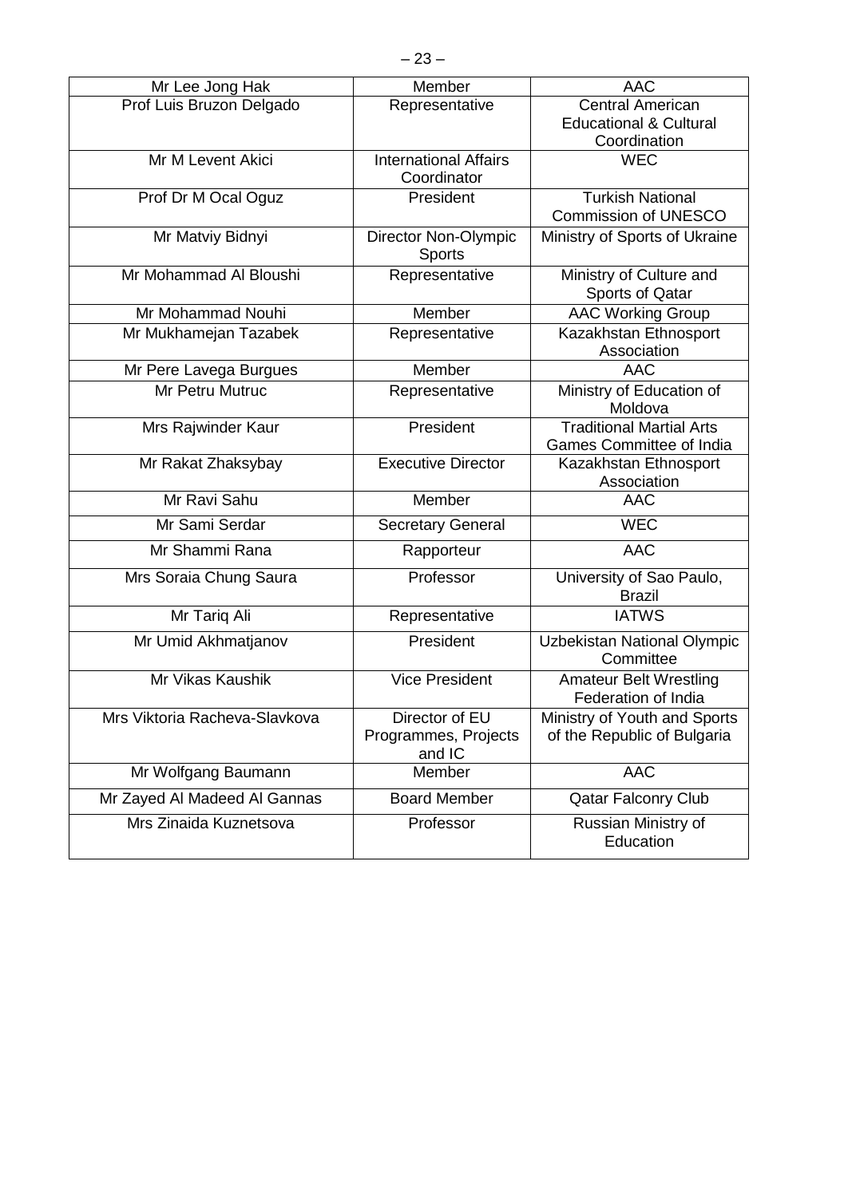| Mr Lee Jong Hak | Member | AAC |
|---|---|---|
| Prof Luis Bruzon Delgado | Representative | Central American Educational & Cultural Coordination |
| Mr M Levent Akici | International Affairs Coordinator | WEC |
| Prof Dr M Ocal Oguz | President | Turkish National Commission of UNESCO |
| Mr Matviy Bidnyi | Director Non-Olympic Sports | Ministry of Sports of Ukraine |
| Mr Mohammad Al Bloushi | Representative | Ministry of Culture and Sports of Qatar |
| Mr Mohammad Nouhi | Member | AAC Working Group |
| Mr Mukhamejan Tazabek | Representative | Kazakhstan Ethnosport Association |
| Mr Pere Lavega Burgues | Member | AAC |
| Mr Petru Mutruc | Representative | Ministry of Education of Moldova |
| Mrs Rajwinder Kaur | President | Traditional Martial Arts Games Committee of India |
| Mr Rakat Zhaksybay | Executive Director | Kazakhstan Ethnosport Association |
| Mr Ravi Sahu | Member | AAC |
| Mr Sami Serdar | Secretary General | WEC |
| Mr Shammi Rana | Rapporteur | AAC |
| Mrs Soraia Chung Saura | Professor | University of Sao Paulo, Brazil |
| Mr Tariq Ali | Representative | IATWS |
| Mr Umid Akhmatjanov | President | Uzbekistan National Olympic Committee |
| Mr Vikas Kaushik | Vice President | Amateur Belt Wrestling Federation of India |
| Mrs Viktoria Racheva-Slavkova | Director of EU Programmes, Projects and IC | Ministry of Youth and Sports of the Republic of Bulgaria |
| Mr Wolfgang Baumann | Member | AAC |
| Mr Zayed Al Madeed Al Gannas | Board Member | Qatar Falconry Club |
| Mrs Zinaida Kuznetsova | Professor | Russian Ministry of Education |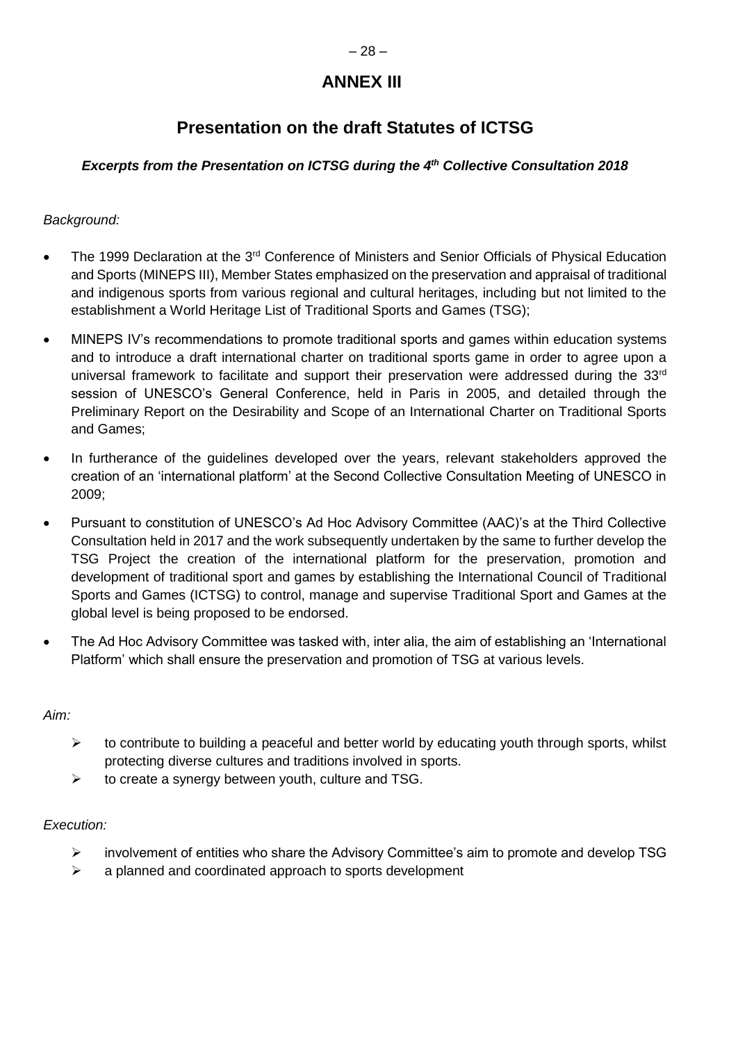# ANNEX III

## Presentation on the draft Statutes of ICTSG

***Excerpts from the Presentation on ICTSG during the 4th Collective Consultation 2018***

*Background:*

- The 1999 Declaration at the 3rd Conference of Ministers and Senior Officials of Physical Education and Sports (MINEPS III), Member States emphasized on the preservation and appraisal of traditional and indigenous sports from various regional and cultural heritages, including but not limited to the establishment a World Heritage List of Traditional Sports and Games (TSG);
- MINEPS IV's recommendations to promote traditional sports and games within education systems and to introduce a draft international charter on traditional sports game in order to agree upon a universal framework to facilitate and support their preservation were addressed during the 33rd session of UNESCO's General Conference, held in Paris in 2005, and detailed through the Preliminary Report on the Desirability and Scope of an International Charter on Traditional Sports and Games;
- In furtherance of the guidelines developed over the years, relevant stakeholders approved the creation of an 'international platform' at the Second Collective Consultation Meeting of UNESCO in 2009;
- Pursuant to constitution of UNESCO's Ad Hoc Advisory Committee (AAC)'s at the Third Collective Consultation held in 2017 and the work subsequently undertaken by the same to further develop the TSG Project the creation of the international platform for the preservation, promotion and development of traditional sport and games by establishing the International Council of Traditional Sports and Games (ICTSG) to control, manage and supervise Traditional Sport and Games at the global level is being proposed to be endorsed.
- The Ad Hoc Advisory Committee was tasked with, inter alia, the aim of establishing an 'International Platform' which shall ensure the preservation and promotion of TSG at various levels.

*Aim:*

- to contribute to building a peaceful and better world by educating youth through sports, whilst protecting diverse cultures and traditions involved in sports.
- to create a synergy between youth, culture and TSG.

*Execution:*

- involvement of entities who share the Advisory Committee's aim to promote and develop TSG
- a planned and coordinated approach to sports development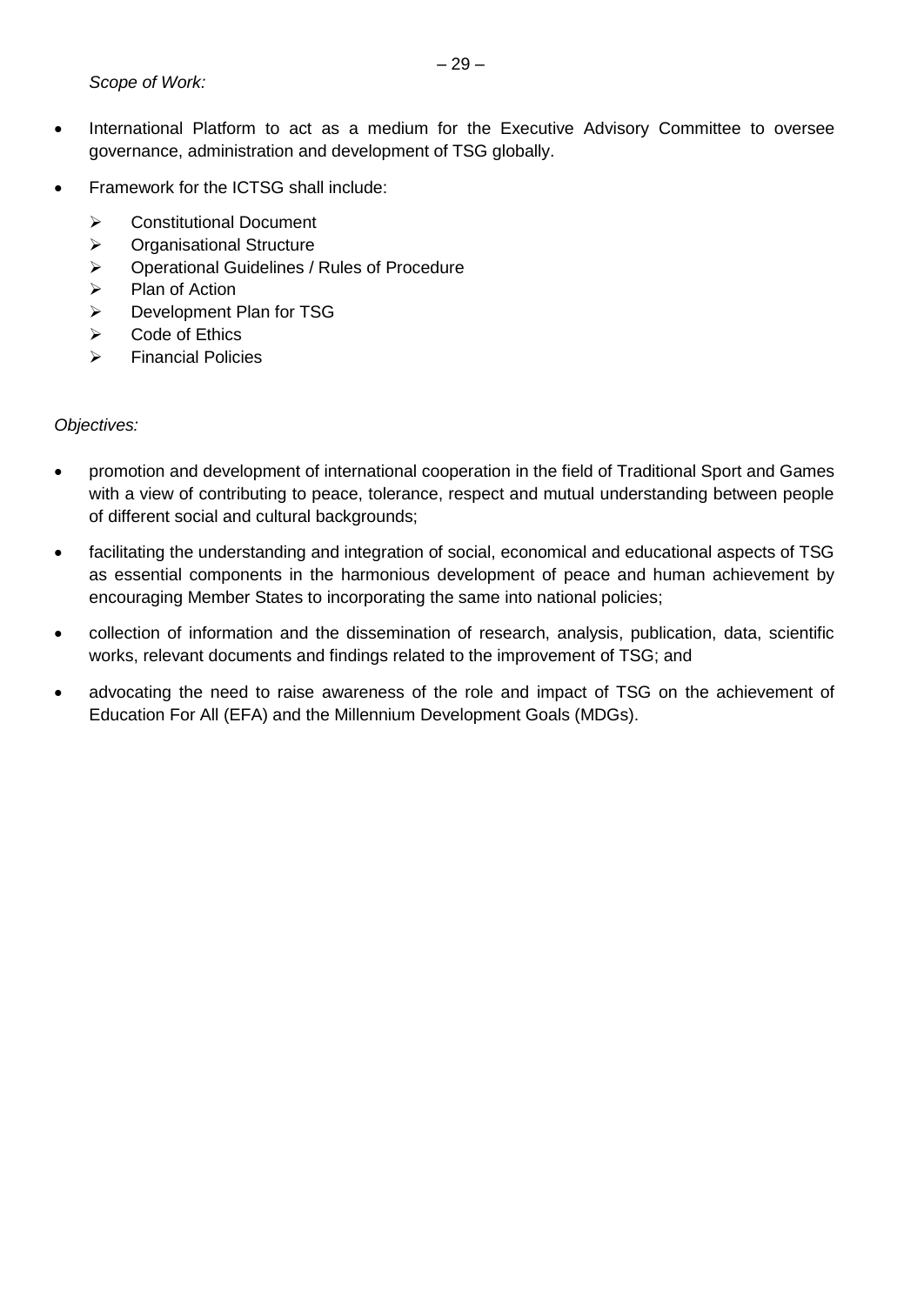*Scope of Work:*

- International Platform to act as a medium for the Executive Advisory Committee to oversee governance, administration and development of TSG globally.
- Framework for the ICTSG shall include:
  - Constitutional Document
  - Organisational Structure
  - Operational Guidelines / Rules of Procedure
  - Plan of Action
  - Development Plan for TSG
  - Code of Ethics
  - Financial Policies

*Objectives:*

- promotion and development of international cooperation in the field of Traditional Sport and Games with a view of contributing to peace, tolerance, respect and mutual understanding between people of different social and cultural backgrounds;
- facilitating the understanding and integration of social, economical and educational aspects of TSG as essential components in the harmonious development of peace and human achievement by encouraging Member States to incorporating the same into national policies;
- collection of information and the dissemination of research, analysis, publication, data, scientific works, relevant documents and findings related to the improvement of TSG; and
- advocating the need to raise awareness of the role and impact of TSG on the achievement of Education For All (EFA) and the Millennium Development Goals (MDGs).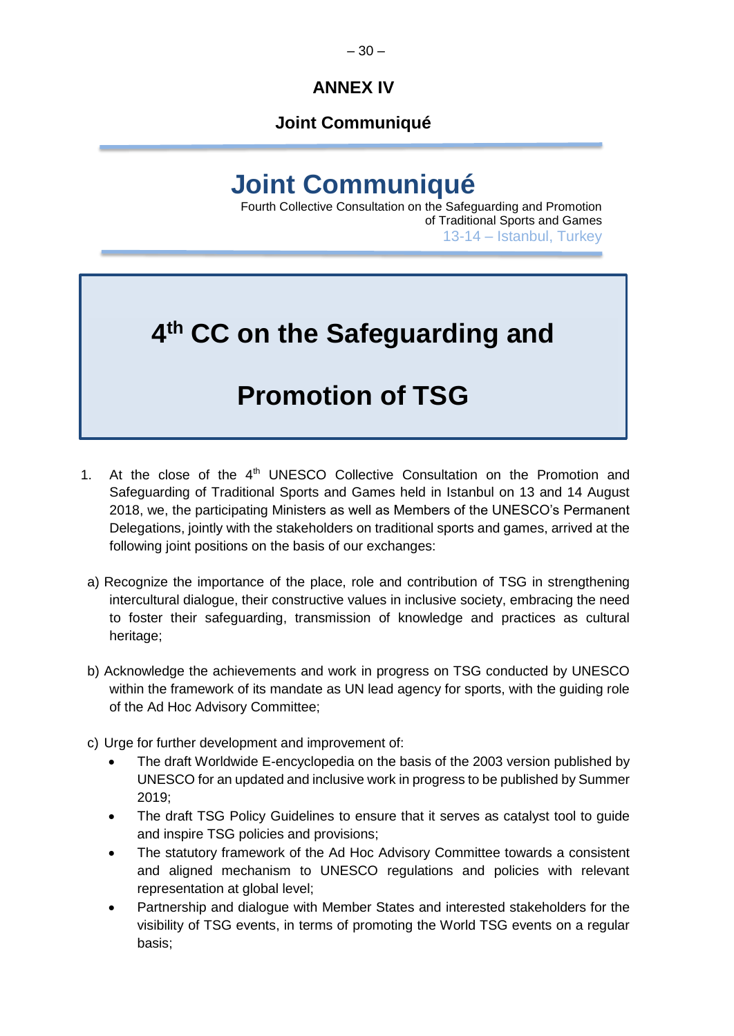# ANNEX IV

## Joint Communiqué

# Joint Communiqué

Fourth Collective Consultation on the Safeguarding and Promotion of Traditional Sports and Games

13-14 – Istanbul, Turkey

# 4th CC on the Safeguarding and Promotion of TSG

1. At the close of the 4th UNESCO Collective Consultation on the Promotion and Safeguarding of Traditional Sports and Games held in Istanbul on 13 and 14 August 2018, we, the participating Ministers as well as Members of the UNESCO's Permanent Delegations, jointly with the stakeholders on traditional sports and games, arrived at the following joint positions on the basis of our exchanges:

a) Recognize the importance of the place, role and contribution of TSG in strengthening intercultural dialogue, their constructive values in inclusive society, embracing the need to foster their safeguarding, transmission of knowledge and practices as cultural heritage;

b) Acknowledge the achievements and work in progress on TSG conducted by UNESCO within the framework of its mandate as UN lead agency for sports, with the guiding role of the Ad Hoc Advisory Committee;

c) Urge for further development and improvement of:

- The draft Worldwide E-encyclopedia on the basis of the 2003 version published by UNESCO for an updated and inclusive work in progress to be published by Summer 2019;
- The draft TSG Policy Guidelines to ensure that it serves as catalyst tool to guide and inspire TSG policies and provisions;
- The statutory framework of the Ad Hoc Advisory Committee towards a consistent and aligned mechanism to UNESCO regulations and policies with relevant representation at global level;
- Partnership and dialogue with Member States and interested stakeholders for the visibility of TSG events, in terms of promoting the World TSG events on a regular basis;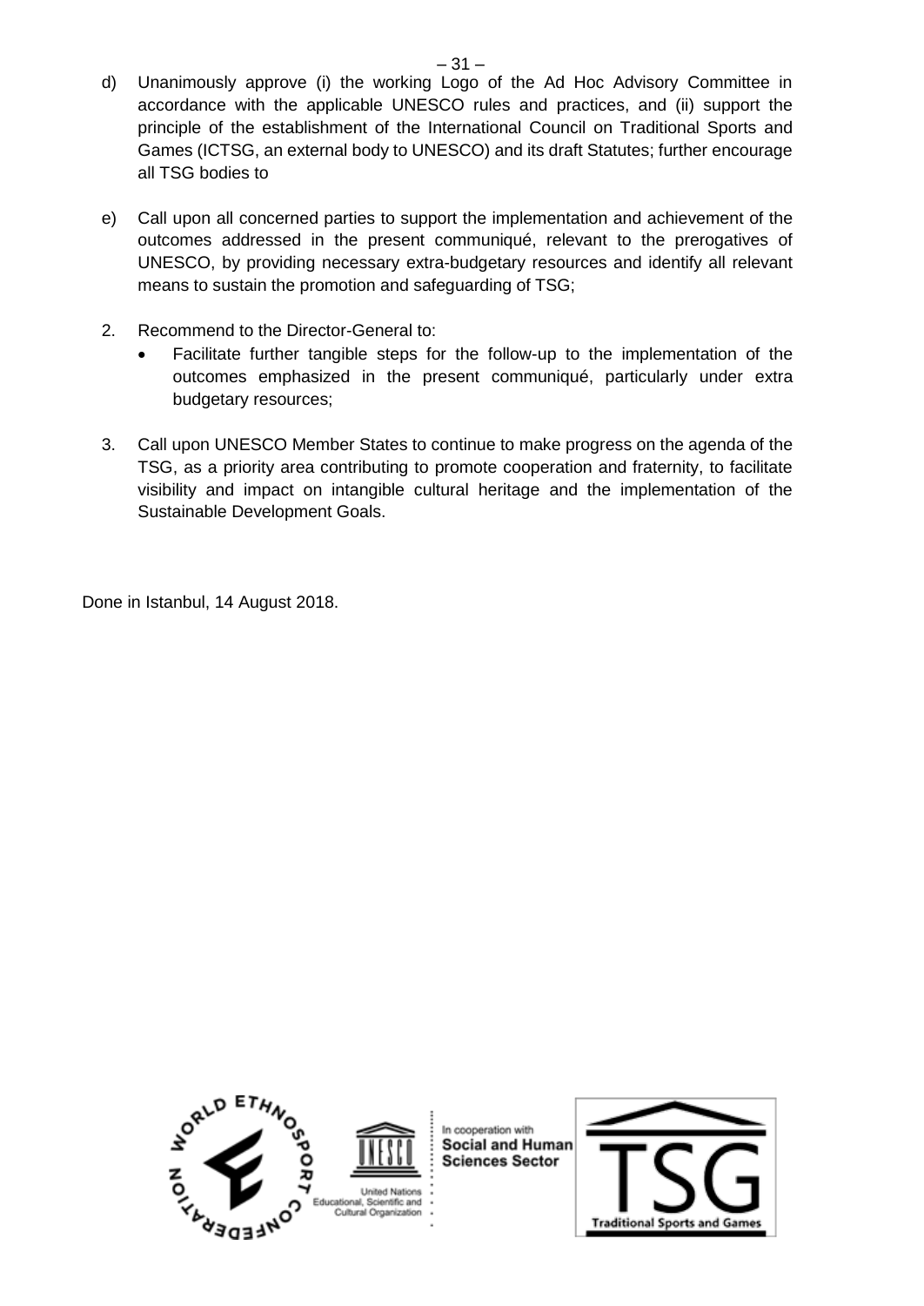d) Unanimously approve (i) the working Logo of the Ad Hoc Advisory Committee in accordance with the applicable UNESCO rules and practices, and (ii) support the principle of the establishment of the International Council on Traditional Sports and Games (ICTSG, an external body to UNESCO) and its draft Statutes; further encourage all TSG bodies to

e) Call upon all concerned parties to support the implementation and achievement of the outcomes addressed in the present communiqué, relevant to the prerogatives of UNESCO, by providing necessary extra-budgetary resources and identify all relevant means to sustain the promotion and safeguarding of TSG;

2. Recommend to the Director-General to:
   - Facilitate further tangible steps for the follow-up to the implementation of the outcomes emphasized in the present communiqué, particularly under extra budgetary resources;

3. Call upon UNESCO Member States to continue to make progress on the agenda of the TSG, as a priority area contributing to promote cooperation and fraternity, to facilitate visibility and impact on intangible cultural heritage and the implementation of the Sustainable Development Goals.

Done in Istanbul, 14 August 2018.

WORLD ETHNOSPORT CONFEDERATION

UNESCO
United Nations Educational, Scientific and Cultural Organization

In cooperation with
Social and Human Sciences Sector

TSG
Traditional Sports and Games